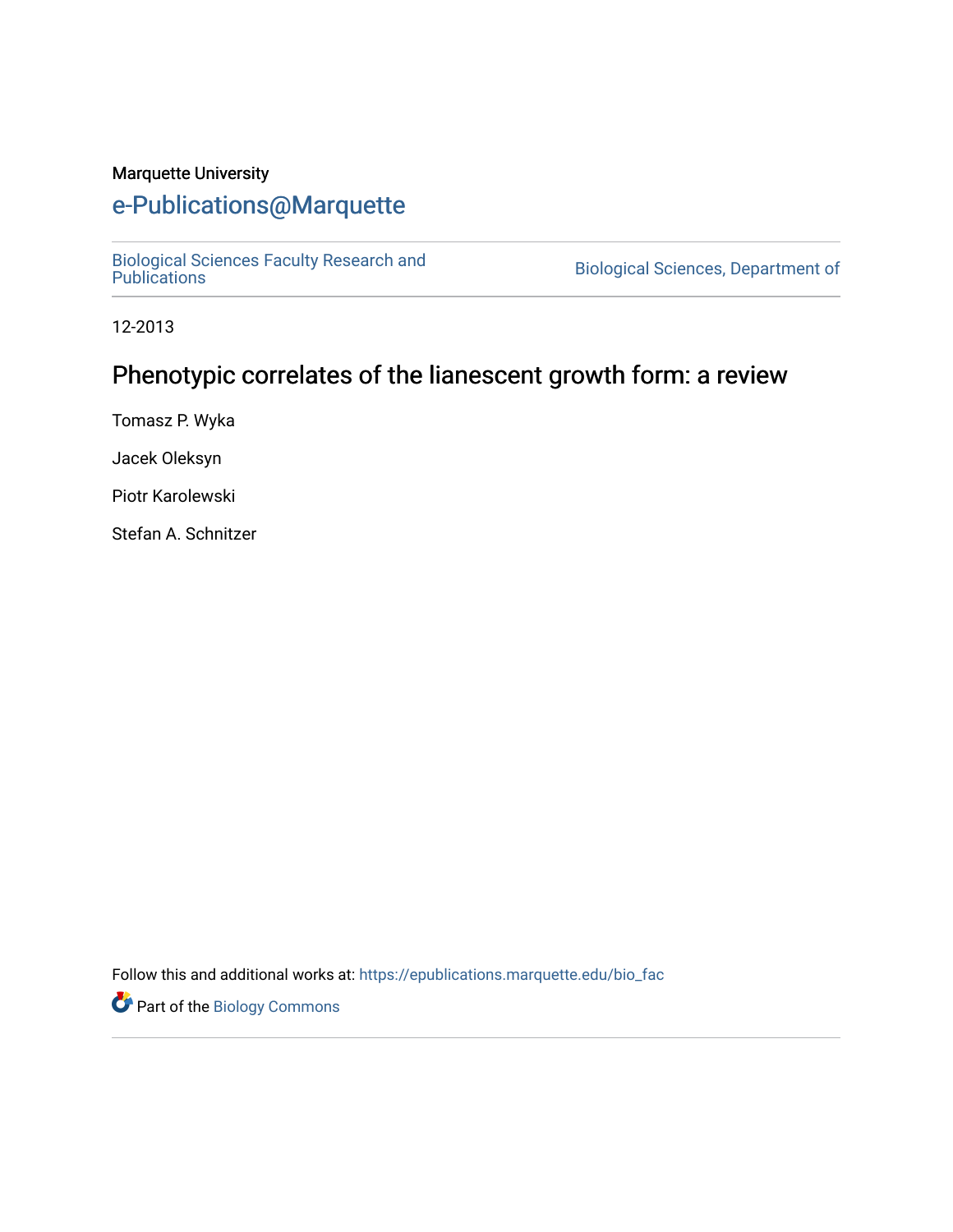Marquette University

# e-Publications@Marquette

Biological Sciences Faculty Research and Publications

Biological Sciences, Department of

12-2013

# Phenotypic correlates of the lianescent growth form: a review

Tomasz P. Wyka

Jacek Oleksyn

Piotr Karolewski

Stefan A. Schnitzer

Follow this and additional works at: https://epublications.marquette.edu/bio_fac

Part of the Biology Commons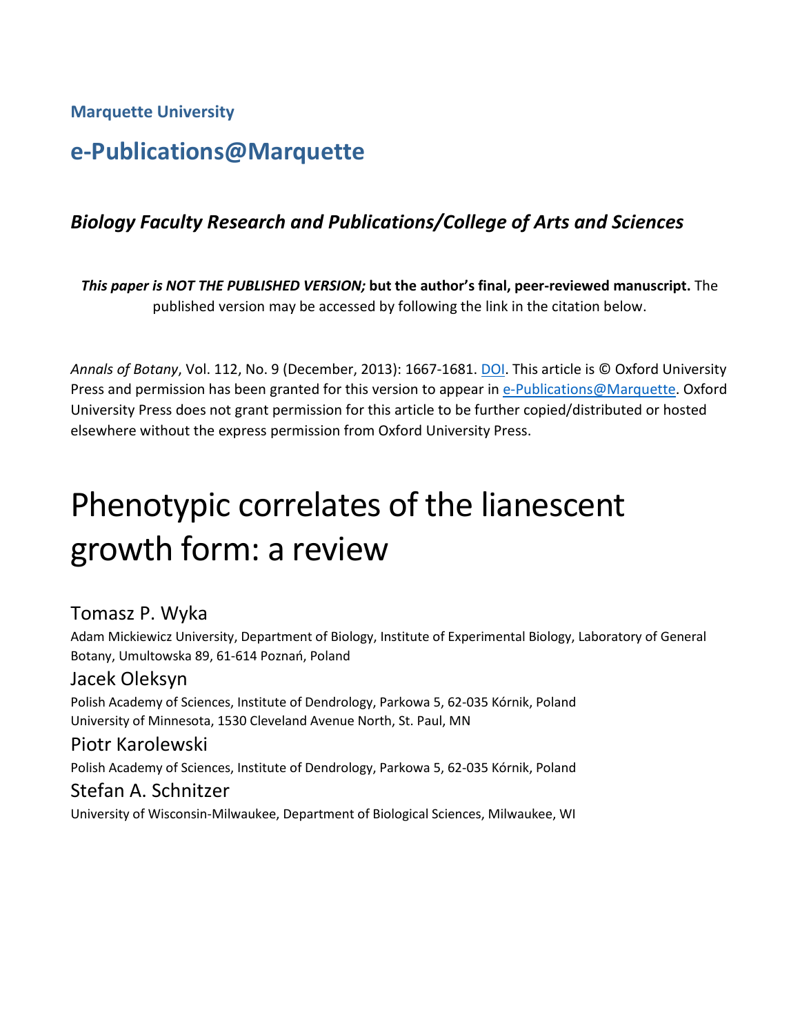Marquette University

## e-Publications@Marquette

### *Biology Faculty Research and Publications/College of Arts and Sciences*

***This paper is NOT THE PUBLISHED VERSION;* but the author's final, peer-reviewed manuscript.** The published version may be accessed by following the link in the citation below.

*Annals of Botany*, Vol. 112, No. 9 (December, 2013): 1667-1681. DOI. This article is © Oxford University Press and permission has been granted for this version to appear in e-Publications@Marquette. Oxford University Press does not grant permission for this article to be further copied/distributed or hosted elsewhere without the express permission from Oxford University Press.

# Phenotypic correlates of the lianescent growth form: a review

Tomasz P. Wyka
Adam Mickiewicz University, Department of Biology, Institute of Experimental Biology, Laboratory of General Botany, Umultowska 89, 61-614 Poznań, Poland

Jacek Oleksyn
Polish Academy of Sciences, Institute of Dendrology, Parkowa 5, 62-035 Kórnik, Poland
University of Minnesota, 1530 Cleveland Avenue North, St. Paul, MN

Piotr Karolewski
Polish Academy of Sciences, Institute of Dendrology, Parkowa 5, 62-035 Kórnik, Poland

Stefan A. Schnitzer
University of Wisconsin-Milwaukee, Department of Biological Sciences, Milwaukee, WI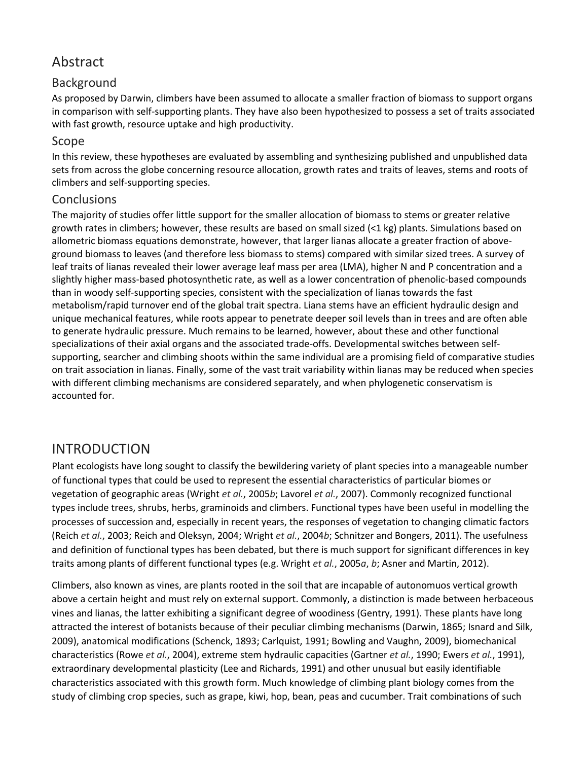# Abstract

## Background

As proposed by Darwin, climbers have been assumed to allocate a smaller fraction of biomass to support organs in comparison with self-supporting plants. They have also been hypothesized to possess a set of traits associated with fast growth, resource uptake and high productivity.

## Scope

In this review, these hypotheses are evaluated by assembling and synthesizing published and unpublished data sets from across the globe concerning resource allocation, growth rates and traits of leaves, stems and roots of climbers and self-supporting species.

## Conclusions

The majority of studies offer little support for the smaller allocation of biomass to stems or greater relative growth rates in climbers; however, these results are based on small sized (<1 kg) plants. Simulations based on allometric biomass equations demonstrate, however, that larger lianas allocate a greater fraction of above-ground biomass to leaves (and therefore less biomass to stems) compared with similar sized trees. A survey of leaf traits of lianas revealed their lower average leaf mass per area (LMA), higher N and P concentration and a slightly higher mass-based photosynthetic rate, as well as a lower concentration of phenolic-based compounds than in woody self-supporting species, consistent with the specialization of lianas towards the fast metabolism/rapid turnover end of the global trait spectra. Liana stems have an efficient hydraulic design and unique mechanical features, while roots appear to penetrate deeper soil levels than in trees and are often able to generate hydraulic pressure. Much remains to be learned, however, about these and other functional specializations of their axial organs and the associated trade-offs. Developmental switches between self-supporting, searcher and climbing shoots within the same individual are a promising field of comparative studies on trait association in lianas. Finally, some of the vast trait variability within lianas may be reduced when species with different climbing mechanisms are considered separately, and when phylogenetic conservatism is accounted for.

# INTRODUCTION

Plant ecologists have long sought to classify the bewildering variety of plant species into a manageable number of functional types that could be used to represent the essential characteristics of particular biomes or vegetation of geographic areas (Wright *et al.*, 2005*b*; Lavorel *et al.*, 2007). Commonly recognized functional types include trees, shrubs, herbs, graminoids and climbers. Functional types have been useful in modelling the processes of succession and, especially in recent years, the responses of vegetation to changing climatic factors (Reich *et al.*, 2003; Reich and Oleksyn, 2004; Wright *et al.*, 2004*b*; Schnitzer and Bongers, 2011). The usefulness and definition of functional types has been debated, but there is much support for significant differences in key traits among plants of different functional types (e.g. Wright *et al.*, 2005*a*, *b*; Asner and Martin, 2012).

Climbers, also known as vines, are plants rooted in the soil that are incapable of autonomuos vertical growth above a certain height and must rely on external support. Commonly, a distinction is made between herbaceous vines and lianas, the latter exhibiting a significant degree of woodiness (Gentry, 1991). These plants have long attracted the interest of botanists because of their peculiar climbing mechanisms (Darwin, 1865; Isnard and Silk, 2009), anatomical modifications (Schenck, 1893; Carlquist, 1991; Bowling and Vaughn, 2009), biomechanical characteristics (Rowe *et al.*, 2004), extreme stem hydraulic capacities (Gartner *et al.*, 1990; Ewers *et al.*, 1991), extraordinary developmental plasticity (Lee and Richards, 1991) and other unusual but easily identifiable characteristics associated with this growth form. Much knowledge of climbing plant biology comes from the study of climbing crop species, such as grape, kiwi, hop, bean, peas and cucumber. Trait combinations of such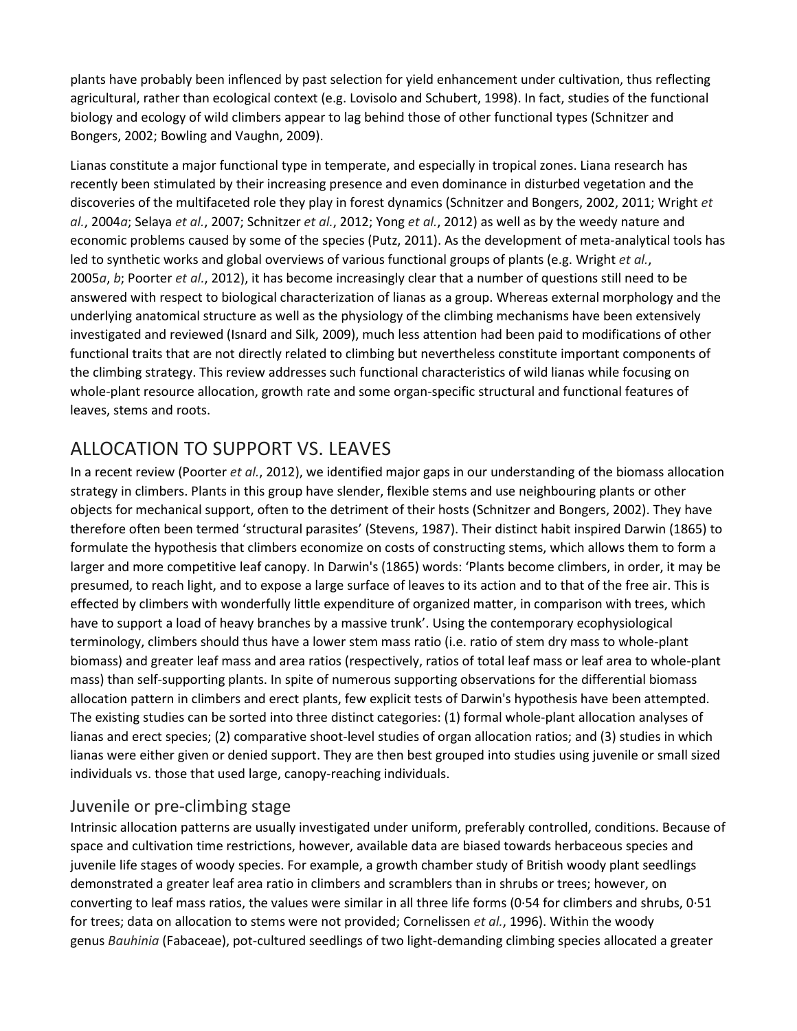plants have probably been inflenced by past selection for yield enhancement under cultivation, thus reflecting agricultural, rather than ecological context (e.g. Lovisolo and Schubert, 1998). In fact, studies of the functional biology and ecology of wild climbers appear to lag behind those of other functional types (Schnitzer and Bongers, 2002; Bowling and Vaughn, 2009).

Lianas constitute a major functional type in temperate, and especially in tropical zones. Liana research has recently been stimulated by their increasing presence and even dominance in disturbed vegetation and the discoveries of the multifaceted role they play in forest dynamics (Schnitzer and Bongers, 2002, 2011; Wright *et al.*, 2004*a*; Selaya *et al.*, 2007; Schnitzer *et al.*, 2012; Yong *et al.*, 2012) as well as by the weedy nature and economic problems caused by some of the species (Putz, 2011). As the development of meta-analytical tools has led to synthetic works and global overviews of various functional groups of plants (e.g. Wright *et al.*, 2005*a*, *b*; Poorter *et al.*, 2012), it has become increasingly clear that a number of questions still need to be answered with respect to biological characterization of lianas as a group. Whereas external morphology and the underlying anatomical structure as well as the physiology of the climbing mechanisms have been extensively investigated and reviewed (Isnard and Silk, 2009), much less attention had been paid to modifications of other functional traits that are not directly related to climbing but nevertheless constitute important components of the climbing strategy. This review addresses such functional characteristics of wild lianas while focusing on whole-plant resource allocation, growth rate and some organ-specific structural and functional features of leaves, stems and roots.

## ALLOCATION TO SUPPORT VS. LEAVES

In a recent review (Poorter *et al.*, 2012), we identified major gaps in our understanding of the biomass allocation strategy in climbers. Plants in this group have slender, flexible stems and use neighbouring plants or other objects for mechanical support, often to the detriment of their hosts (Schnitzer and Bongers, 2002). They have therefore often been termed 'structural parasites' (Stevens, 1987). Their distinct habit inspired Darwin (1865) to formulate the hypothesis that climbers economize on costs of constructing stems, which allows them to form a larger and more competitive leaf canopy. In Darwin's (1865) words: 'Plants become climbers, in order, it may be presumed, to reach light, and to expose a large surface of leaves to its action and to that of the free air. This is effected by climbers with wonderfully little expenditure of organized matter, in comparison with trees, which have to support a load of heavy branches by a massive trunk'. Using the contemporary ecophysiological terminology, climbers should thus have a lower stem mass ratio (i.e. ratio of stem dry mass to whole-plant biomass) and greater leaf mass and area ratios (respectively, ratios of total leaf mass or leaf area to whole-plant mass) than self-supporting plants. In spite of numerous supporting observations for the differential biomass allocation pattern in climbers and erect plants, few explicit tests of Darwin's hypothesis have been attempted. The existing studies can be sorted into three distinct categories: (1) formal whole-plant allocation analyses of lianas and erect species; (2) comparative shoot-level studies of organ allocation ratios; and (3) studies in which lianas were either given or denied support. They are then best grouped into studies using juvenile or small sized individuals vs. those that used large, canopy-reaching individuals.

### Juvenile or pre-climbing stage

Intrinsic allocation patterns are usually investigated under uniform, preferably controlled, conditions. Because of space and cultivation time restrictions, however, available data are biased towards herbaceous species and juvenile life stages of woody species. For example, a growth chamber study of British woody plant seedlings demonstrated a greater leaf area ratio in climbers and scramblers than in shrubs or trees; however, on converting to leaf mass ratios, the values were similar in all three life forms (0·54 for climbers and shrubs, 0·51 for trees; data on allocation to stems were not provided; Cornelissen *et al.*, 1996). Within the woody genus *Bauhinia* (Fabaceae), pot-cultured seedlings of two light-demanding climbing species allocated a greater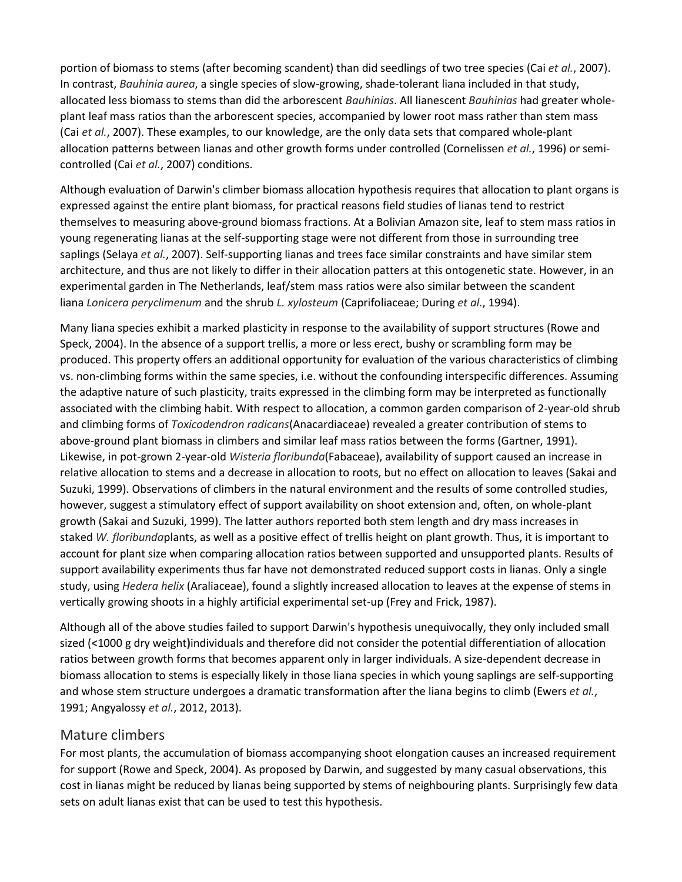portion of biomass to stems (after becoming scandent) than did seedlings of two tree species (Cai *et al.*, 2007). In contrast, *Bauhinia aurea*, a single species of slow-growing, shade-tolerant liana included in that study, allocated less biomass to stems than did the arborescent *Bauhinias*. All lianescent *Bauhinias* had greater whole-plant leaf mass ratios than the arborescent species, accompanied by lower root mass rather than stem mass (Cai *et al.*, 2007). These examples, to our knowledge, are the only data sets that compared whole-plant allocation patterns between lianas and other growth forms under controlled (Cornelissen *et al.*, 1996) or semi-controlled (Cai *et al.*, 2007) conditions.

Although evaluation of Darwin's climber biomass allocation hypothesis requires that allocation to plant organs is expressed against the entire plant biomass, for practical reasons field studies of lianas tend to restrict themselves to measuring above-ground biomass fractions. At a Bolivian Amazon site, leaf to stem mass ratios in young regenerating lianas at the self-supporting stage were not different from those in surrounding tree saplings (Selaya *et al.*, 2007). Self-supporting lianas and trees face similar constraints and have similar stem architecture, and thus are not likely to differ in their allocation patters at this ontogenetic state. However, in an experimental garden in The Netherlands, leaf/stem mass ratios were also similar between the scandent liana *Lonicera peryclimenum* and the shrub *L. xylosteum* (Caprifoliaceae; During *et al.*, 1994).

Many liana species exhibit a marked plasticity in response to the availability of support structures (Rowe and Speck, 2004). In the absence of a support trellis, a more or less erect, bushy or scrambling form may be produced. This property offers an additional opportunity for evaluation of the various characteristics of climbing vs. non-climbing forms within the same species, i.e. without the confounding interspecific differences. Assuming the adaptive nature of such plasticity, traits expressed in the climbing form may be interpreted as functionally associated with the climbing habit. With respect to allocation, a common garden comparison of 2-year-old shrub and climbing forms of *Toxicodendron radicans*(Anacardiaceae) revealed a greater contribution of stems to above-ground plant biomass in climbers and similar leaf mass ratios between the forms (Gartner, 1991). Likewise, in pot-grown 2-year-old *Wisteria floribunda*(Fabaceae), availability of support caused an increase in relative allocation to stems and a decrease in allocation to roots, but no effect on allocation to leaves (Sakai and Suzuki, 1999). Observations of climbers in the natural environment and the results of some controlled studies, however, suggest a stimulatory effect of support availability on shoot extension and, often, on whole-plant growth (Sakai and Suzuki, 1999). The latter authors reported both stem length and dry mass increases in staked *W. floribunda*plants, as well as a positive effect of trellis height on plant growth. Thus, it is important to account for plant size when comparing allocation ratios between supported and unsupported plants. Results of support availability experiments thus far have not demonstrated reduced support costs in lianas. Only a single study, using *Hedera helix* (Araliaceae), found a slightly increased allocation to leaves at the expense of stems in vertically growing shoots in a highly artificial experimental set-up (Frey and Frick, 1987).

Although all of the above studies failed to support Darwin's hypothesis unequivocally, they only included small sized (<1000 g dry weight)individuals and therefore did not consider the potential differentiation of allocation ratios between growth forms that becomes apparent only in larger individuals. A size-dependent decrease in biomass allocation to stems is especially likely in those liana species in which young saplings are self-supporting and whose stem structure undergoes a dramatic transformation after the liana begins to climb (Ewers *et al.*, 1991; Angyalossy *et al.*, 2012, 2013).

## Mature climbers

For most plants, the accumulation of biomass accompanying shoot elongation causes an increased requirement for support (Rowe and Speck, 2004). As proposed by Darwin, and suggested by many casual observations, this cost in lianas might be reduced by lianas being supported by stems of neighbouring plants. Surprisingly few data sets on adult lianas exist that can be used to test this hypothesis.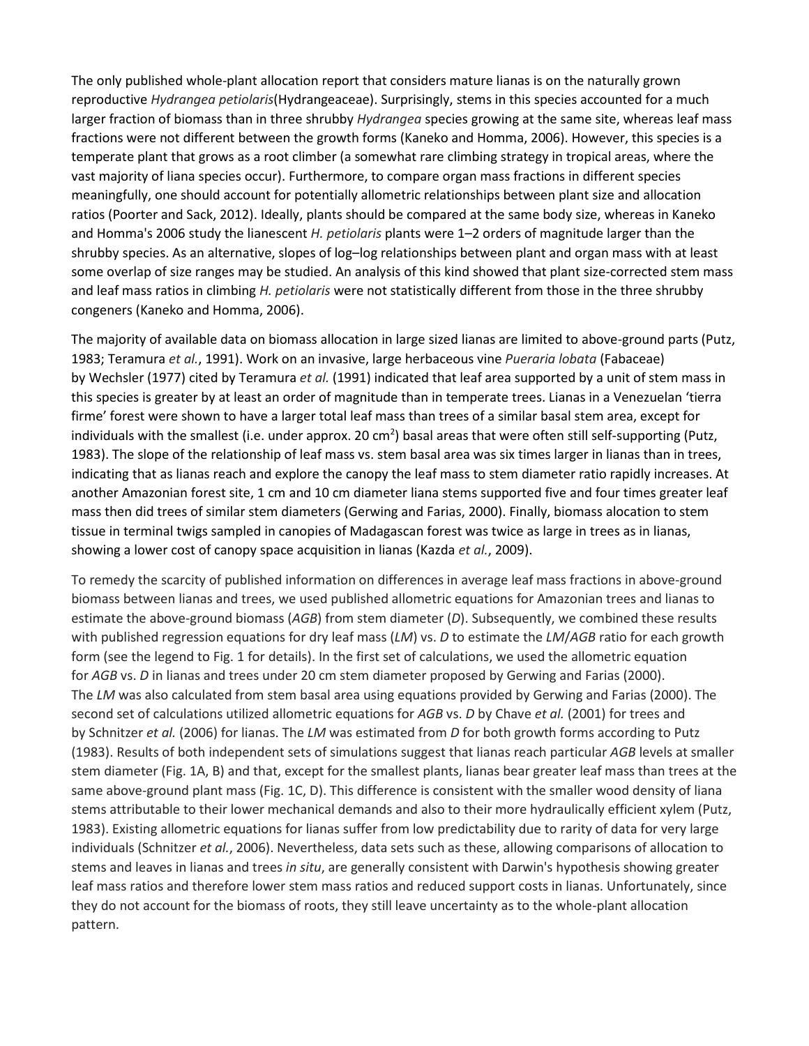The only published whole-plant allocation report that considers mature lianas is on the naturally grown reproductive *Hydrangea petiolaris*(Hydrangeaceae). Surprisingly, stems in this species accounted for a much larger fraction of biomass than in three shrubby *Hydrangea* species growing at the same site, whereas leaf mass fractions were not different between the growth forms (Kaneko and Homma, 2006). However, this species is a temperate plant that grows as a root climber (a somewhat rare climbing strategy in tropical areas, where the vast majority of liana species occur). Furthermore, to compare organ mass fractions in different species meaningfully, one should account for potentially allometric relationships between plant size and allocation ratios (Poorter and Sack, 2012). Ideally, plants should be compared at the same body size, whereas in Kaneko and Homma's 2006 study the lianescent *H. petiolaris* plants were 1–2 orders of magnitude larger than the shrubby species. As an alternative, slopes of log–log relationships between plant and organ mass with at least some overlap of size ranges may be studied. An analysis of this kind showed that plant size-corrected stem mass and leaf mass ratios in climbing *H. petiolaris* were not statistically different from those in the three shrubby congeners (Kaneko and Homma, 2006).

The majority of available data on biomass allocation in large sized lianas are limited to above-ground parts (Putz, 1983; Teramura *et al.*, 1991). Work on an invasive, large herbaceous vine *Pueraria lobata* (Fabaceae) by Wechsler (1977) cited by Teramura *et al.* (1991) indicated that leaf area supported by a unit of stem mass in this species is greater by at least an order of magnitude than in temperate trees. Lianas in a Venezuelan 'tierra firme' forest were shown to have a larger total leaf mass than trees of a similar basal stem area, except for individuals with the smallest (i.e. under approx. 20 $cm^2$) basal areas that were often still self-supporting (Putz, 1983). The slope of the relationship of leaf mass vs. stem basal area was six times larger in lianas than in trees, indicating that as lianas reach and explore the canopy the leaf mass to stem diameter ratio rapidly increases. At another Amazonian forest site, 1 cm and 10 cm diameter liana stems supported five and four times greater leaf mass then did trees of similar stem diameters (Gerwing and Farias, 2000). Finally, biomass alocation to stem tissue in terminal twigs sampled in canopies of Madagascan forest was twice as large in trees as in lianas, showing a lower cost of canopy space acquisition in lianas (Kazda *et al.*, 2009).

To remedy the scarcity of published information on differences in average leaf mass fractions in above-ground biomass between lianas and trees, we used published allometric equations for Amazonian trees and lianas to estimate the above-ground biomass (*AGB*) from stem diameter (*D*). Subsequently, we combined these results with published regression equations for dry leaf mass (*LM*) vs. *D* to estimate the *LM*/*AGB* ratio for each growth form (see the legend to Fig. 1 for details). In the first set of calculations, we used the allometric equation for *AGB* vs. *D* in lianas and trees under 20 cm stem diameter proposed by Gerwing and Farias (2000). The *LM* was also calculated from stem basal area using equations provided by Gerwing and Farias (2000). The second set of calculations utilized allometric equations for *AGB* vs. *D* by Chave *et al.* (2001) for trees and by Schnitzer *et al.* (2006) for lianas. The *LM* was estimated from *D* for both growth forms according to Putz (1983). Results of both independent sets of simulations suggest that lianas reach particular *AGB* levels at smaller stem diameter (Fig. 1A, B) and that, except for the smallest plants, lianas bear greater leaf mass than trees at the same above-ground plant mass (Fig. 1C, D). This difference is consistent with the smaller wood density of liana stems attributable to their lower mechanical demands and also to their more hydraulically efficient xylem (Putz, 1983). Existing allometric equations for lianas suffer from low predictability due to rarity of data for very large individuals (Schnitzer *et al.*, 2006). Nevertheless, data sets such as these, allowing comparisons of allocation to stems and leaves in lianas and trees *in situ*, are generally consistent with Darwin's hypothesis showing greater leaf mass ratios and therefore lower stem mass ratios and reduced support costs in lianas. Unfortunately, since they do not account for the biomass of roots, they still leave uncertainty as to the whole-plant allocation pattern.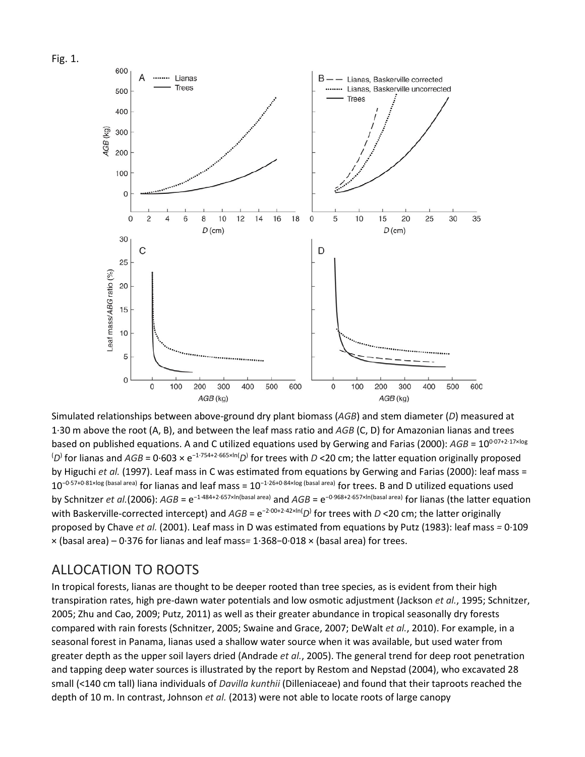Fig. 1.

Simulated relationships between above-ground dry plant biomass (*AGB*) and stem diameter (*D*) measured at 1·30 m above the root (A, B), and between the leaf mass ratio and *AGB* (C, D) for Amazonian lianas and trees based on published equations. A and C utilized equations used by Gerwing and Farias (2000): $AGB = 10^{0\cdot07+2\cdot17\times\log(D)}$ for lianas and $AGB = 0\cdot603 \times e^{-1\cdot754+2\cdot665\times\ln(D)}$ for trees with *D* <20 cm; the latter equation originally proposed by Higuchi *et al.* (1997). Leaf mass in C was estimated from equations by Gerwing and Farias (2000): leaf mass = $10^{-0\cdot57+0\cdot81\times\log\text{(basal area)}}$ for lianas and leaf mass = $10^{-1\cdot26+0\cdot84\times\log\text{(basal area)}}$ for trees. B and D utilized equations used by Schnitzer *et al.*(2006): $AGB = e^{-1\cdot484+2\cdot657\times\ln\text{(basal area)}}$ and $AGB = e^{-0\cdot968+2\cdot657\times\ln\text{(basal area)}}$ for lianas (the latter equation with Baskerville-corrected intercept) and $AGB = e^{-2\cdot00+2\cdot42\times\ln(D)}$ for trees with *D* <20 cm; the latter originally proposed by Chave *et al.* (2001). Leaf mass in D was estimated from equations by Putz (1983): leaf mass = 0·109 × (basal area) – 0·376 for lianas and leaf mass= 1·368−0·018 × (basal area) for trees.

## ALLOCATION TO ROOTS

In tropical forests, lianas are thought to be deeper rooted than tree species, as is evident from their high transpiration rates, high pre-dawn water potentials and low osmotic adjustment (Jackson *et al.*, 1995; Schnitzer, 2005; Zhu and Cao, 2009; Putz, 2011) as well as their greater abundance in tropical seasonally dry forests compared with rain forests (Schnitzer, 2005; Swaine and Grace, 2007; DeWalt *et al.*, 2010). For example, in a seasonal forest in Panama, lianas used a shallow water source when it was available, but used water from greater depth as the upper soil layers dried (Andrade *et al.*, 2005). The general trend for deep root penetration and tapping deep water sources is illustrated by the report by Restom and Nepstad (2004), who excavated 28 small (<140 cm tall) liana individuals of *Davilla kunthii* (Dilleniaceae) and found that their taproots reached the depth of 10 m. In contrast, Johnson *et al.* (2013) were not able to locate roots of large canopy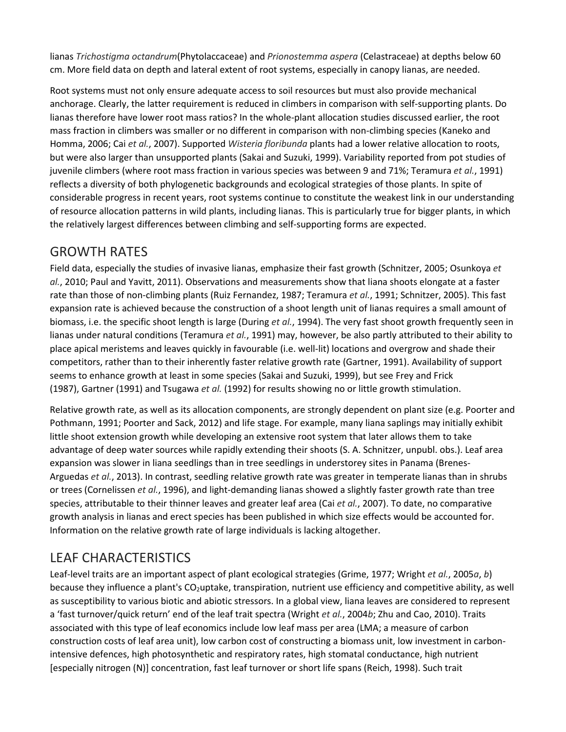lianas *Trichostigma octandrum*(Phytolaccaceae) and *Prionostemma aspera* (Celastraceae) at depths below 60 cm. More field data on depth and lateral extent of root systems, especially in canopy lianas, are needed.

Root systems must not only ensure adequate access to soil resources but must also provide mechanical anchorage. Clearly, the latter requirement is reduced in climbers in comparison with self-supporting plants. Do lianas therefore have lower root mass ratios? In the whole-plant allocation studies discussed earlier, the root mass fraction in climbers was smaller or no different in comparison with non-climbing species (Kaneko and Homma, 2006; Cai *et al.*, 2007). Supported *Wisteria floribunda* plants had a lower relative allocation to roots, but were also larger than unsupported plants (Sakai and Suzuki, 1999). Variability reported from pot studies of juvenile climbers (where root mass fraction in various species was between 9 and 71%; Teramura *et al.*, 1991) reflects a diversity of both phylogenetic backgrounds and ecological strategies of those plants. In spite of considerable progress in recent years, root systems continue to constitute the weakest link in our understanding of resource allocation patterns in wild plants, including lianas. This is particularly true for bigger plants, in which the relatively largest differences between climbing and self-supporting forms are expected.

## GROWTH RATES

Field data, especially the studies of invasive lianas, emphasize their fast growth (Schnitzer, 2005; Osunkoya *et al.*, 2010; Paul and Yavitt, 2011). Observations and measurements show that liana shoots elongate at a faster rate than those of non-climbing plants (Ruiz Fernandez, 1987; Teramura *et al.*, 1991; Schnitzer, 2005). This fast expansion rate is achieved because the construction of a shoot length unit of lianas requires a small amount of biomass, i.e. the specific shoot length is large (During *et al.*, 1994). The very fast shoot growth frequently seen in lianas under natural conditions (Teramura *et al.*, 1991) may, however, be also partly attributed to their ability to place apical meristems and leaves quickly in favourable (i.e. well-lit) locations and overgrow and shade their competitors, rather than to their inherently faster relative growth rate (Gartner, 1991). Availability of support seems to enhance growth at least in some species (Sakai and Suzuki, 1999), but see Frey and Frick (1987), Gartner (1991) and Tsugawa *et al.* (1992) for results showing no or little growth stimulation.

Relative growth rate, as well as its allocation components, are strongly dependent on plant size (e.g. Poorter and Pothmann, 1991; Poorter and Sack, 2012) and life stage. For example, many liana saplings may initially exhibit little shoot extension growth while developing an extensive root system that later allows them to take advantage of deep water sources while rapidly extending their shoots (S. A. Schnitzer, unpubl. obs.). Leaf area expansion was slower in liana seedlings than in tree seedlings in understorey sites in Panama (Brenes-Arguedas *et al.*, 2013). In contrast, seedling relative growth rate was greater in temperate lianas than in shrubs or trees (Cornelissen *et al.*, 1996), and light-demanding lianas showed a slightly faster growth rate than tree species, attributable to their thinner leaves and greater leaf area (Cai *et al.*, 2007). To date, no comparative growth analysis in lianas and erect species has been published in which size effects would be accounted for. Information on the relative growth rate of large individuals is lacking altogether.

## LEAF CHARACTERISTICS

Leaf-level traits are an important aspect of plant ecological strategies (Grime, 1977; Wright *et al.*, 2005*a*, *b*) because they influence a plant's $CO_2$uptake, transpiration, nutrient use efficiency and competitive ability, as well as susceptibility to various biotic and abiotic stressors. In a global view, liana leaves are considered to represent a 'fast turnover/quick return' end of the leaf trait spectra (Wright *et al.*, 2004*b*; Zhu and Cao, 2010). Traits associated with this type of leaf economics include low leaf mass per area (LMA; a measure of carbon construction costs of leaf area unit), low carbon cost of constructing a biomass unit, low investment in carbon-intensive defences, high photosynthetic and respiratory rates, high stomatal conductance, high nutrient [especially nitrogen (N)] concentration, fast leaf turnover or short life spans (Reich, 1998). Such trait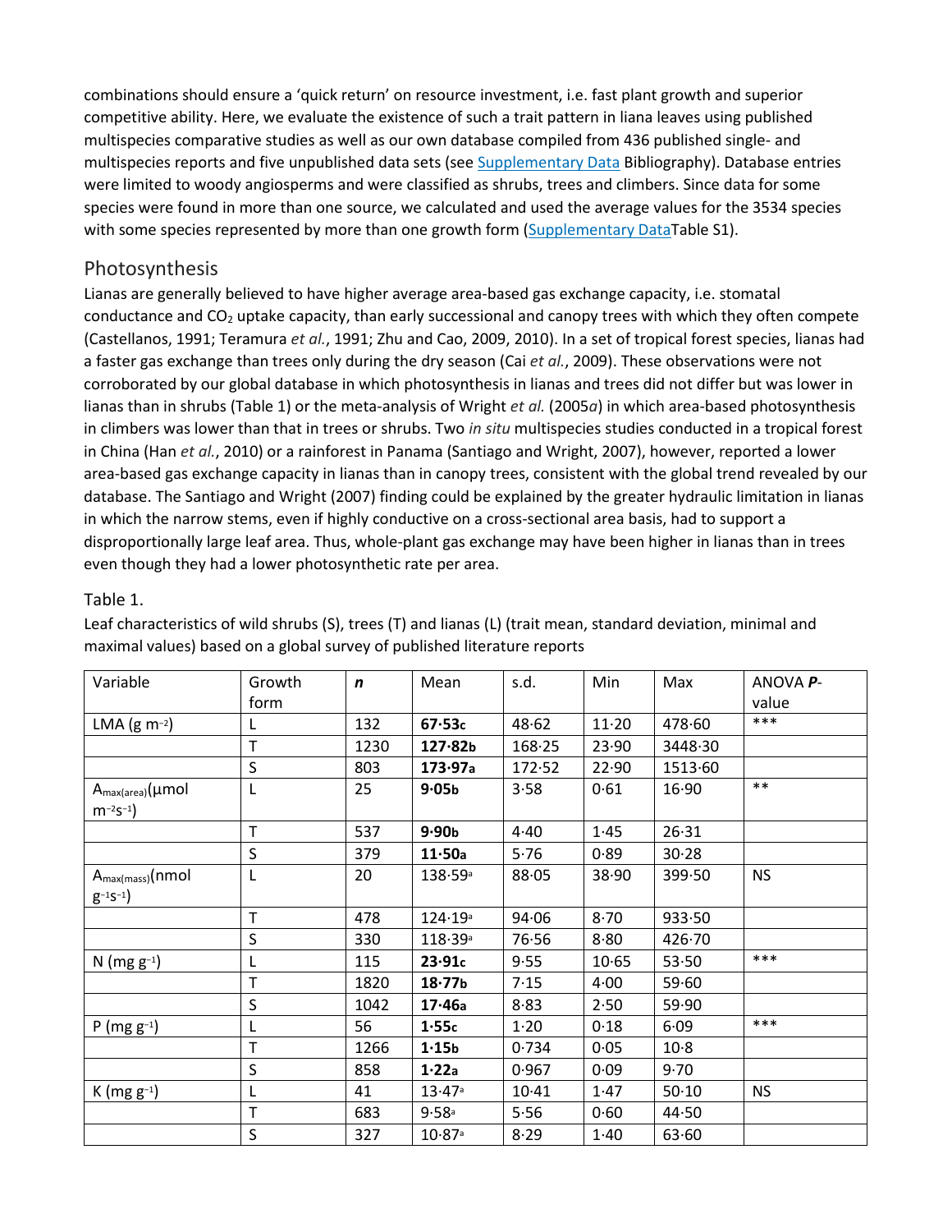combinations should ensure a 'quick return' on resource investment, i.e. fast plant growth and superior competitive ability. Here, we evaluate the existence of such a trait pattern in liana leaves using published multispecies comparative studies as well as our own database compiled from 436 published single- and multispecies reports and five unpublished data sets (see Supplementary Data Bibliography). Database entries were limited to woody angiosperms and were classified as shrubs, trees and climbers. Since data for some species were found in more than one source, we calculated and used the average values for the 3534 species with some species represented by more than one growth form (Supplementary DataTable S1).

## Photosynthesis

Lianas are generally believed to have higher average area-based gas exchange capacity, i.e. stomatal conductance and $CO_2$ uptake capacity, than early successional and canopy trees with which they often compete (Castellanos, 1991; Teramura *et al.*, 1991; Zhu and Cao, 2009, 2010). In a set of tropical forest species, lianas had a faster gas exchange than trees only during the dry season (Cai *et al.*, 2009). These observations were not corroborated by our global database in which photosynthesis in lianas and trees did not differ but was lower in lianas than in shrubs (Table 1) or the meta-analysis of Wright *et al.* (2005*a*) in which area-based photosynthesis in climbers was lower than that in trees or shrubs. Two *in situ* multispecies studies conducted in a tropical forest in China (Han *et al.*, 2010) or a rainforest in Panama (Santiago and Wright, 2007), however, reported a lower area-based gas exchange capacity in lianas than in canopy trees, consistent with the global trend revealed by our database. The Santiago and Wright (2007) finding could be explained by the greater hydraulic limitation in lianas in which the narrow stems, even if highly conductive on a cross-sectional area basis, had to support a disproportionally large leaf area. Thus, whole-plant gas exchange may have been higher in lianas than in trees even though they had a lower photosynthetic rate per area.

Table 1.

Leaf characteristics of wild shrubs (S), trees (T) and lianas (L) (trait mean, standard deviation, minimal and maximal values) based on a global survey of published literature reports

| Variable | Growth form | *n* | Mean | s.d. | Min | Max | ANOVA ***P***-value |
|---|---|---|---|---|---|---|---|
| LMA (g $m^{-2}$) | L | 132 | **67·53c** | 48·62 | 11·20 | 478·60 | *** |
| | T | 1230 | **127·82b** | 168·25 | 23·90 | 3448·30 | |
| | S | 803 | **173·97a** | 172·52 | 22·90 | 1513·60 | |
| $A_{max(area)}$(µmol $m^{-2}s^{-1}$) | L | 25 | **9·05b** | 3·58 | 0·61 | 16·90 | ** |
| | T | 537 | **9·90b** | 4·40 | 1·45 | 26·31 | |
| | S | 379 | **11·50a** | 5·76 | 0·89 | 30·28 | |
| $A_{max(mass)}$(nmol $g^{-1}s^{-1}$) | L | 20 | 138·59a | 88·05 | 38·90 | 399·50 | NS |
| | T | 478 | 124·19a | 94·06 | 8·70 | 933·50 | |
| | S | 330 | 118·39a | 76·56 | 8·80 | 426·70 | |
| N (mg $g^{-1}$) | L | 115 | **23·91c** | 9·55 | 10·65 | 53·50 | *** |
| | T | 1820 | **18·77b** | 7·15 | 4·00 | 59·60 | |
| | S | 1042 | **17·46a** | 8·83 | 2·50 | 59·90 | |
| P (mg $g^{-1}$) | L | 56 | **1·55c** | 1·20 | 0·18 | 6·09 | *** |
| | T | 1266 | **1·15b** | 0·734 | 0·05 | 10·8 | |
| | S | 858 | **1·22a** | 0·967 | 0·09 | 9·70 | |
| K (mg $g^{-1}$) | L | 41 | 13·47a | 10·41 | 1·47 | 50·10 | NS |
| | T | 683 | 9·58a | 5·56 | 0·60 | 44·50 | |
| | S | 327 | 10·87a | 8·29 | 1·40 | 63·60 | |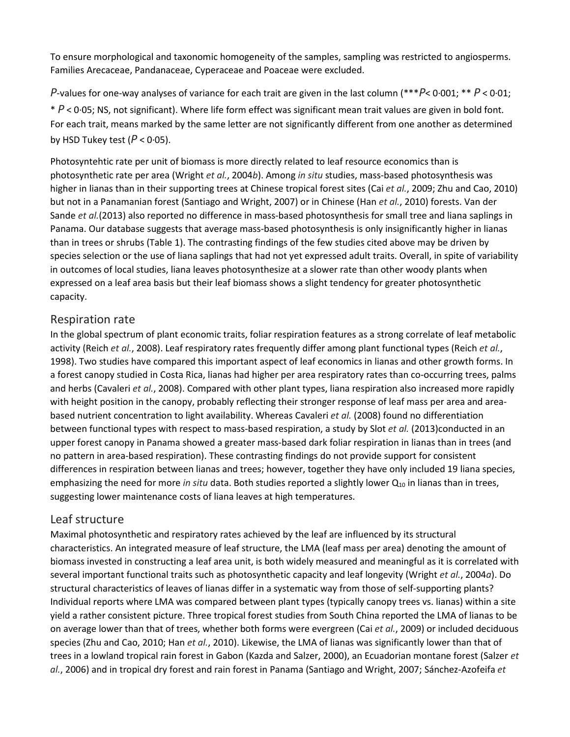To ensure morphological and taxonomic homogeneity of the samples, sampling was restricted to angiosperms. Families Arecaceae, Pandanaceae, Cyperaceae and Poaceae were excluded.

*P*-values for one-way analyses of variance for each trait are given in the last column (\*\*\**P*< 0·001; \*\* *P* < 0·01; \* *P* < 0·05; NS, not significant). Where life form effect was significant mean trait values are given in bold font. For each trait, means marked by the same letter are not significantly different from one another as determined by HSD Tukey test (*P* < 0·05).

Photosyntehtic rate per unit of biomass is more directly related to leaf resource economics than is photosynthetic rate per area (Wright *et al.*, 2004*b*). Among *in situ* studies, mass-based photosynthesis was higher in lianas than in their supporting trees at Chinese tropical forest sites (Cai *et al.*, 2009; Zhu and Cao, 2010) but not in a Panamanian forest (Santiago and Wright, 2007) or in Chinese (Han *et al.*, 2010) forests. Van der Sande *et al.*(2013) also reported no difference in mass-based photosynthesis for small tree and liana saplings in Panama. Our database suggests that average mass-based photosynthesis is only insignificantly higher in lianas than in trees or shrubs (Table 1). The contrasting findings of the few studies cited above may be driven by species selection or the use of liana saplings that had not yet expressed adult traits. Overall, in spite of variability in outcomes of local studies, liana leaves photosynthesize at a slower rate than other woody plants when expressed on a leaf area basis but their leaf biomass shows a slight tendency for greater photosynthetic capacity.

## Respiration rate

In the global spectrum of plant economic traits, foliar respiration features as a strong correlate of leaf metabolic activity (Reich *et al.*, 2008). Leaf respiratory rates frequently differ among plant functional types (Reich *et al.*, 1998). Two studies have compared this important aspect of leaf economics in lianas and other growth forms. In a forest canopy studied in Costa Rica, lianas had higher per area respiratory rates than co-occurring trees, palms and herbs (Cavaleri *et al.*, 2008). Compared with other plant types, liana respiration also increased more rapidly with height position in the canopy, probably reflecting their stronger response of leaf mass per area and area-based nutrient concentration to light availability. Whereas Cavaleri *et al.* (2008) found no differentiation between functional types with respect to mass-based respiration, a study by Slot *et al.* (2013)conducted in an upper forest canopy in Panama showed a greater mass-based dark foliar respiration in lianas than in trees (and no pattern in area-based respiration). These contrasting findings do not provide support for consistent differences in respiration between lianas and trees; however, together they have only included 19 liana species, emphasizing the need for more *in situ* data. Both studies reported a slightly lower $Q_{10}$ in lianas than in trees, suggesting lower maintenance costs of liana leaves at high temperatures.

## Leaf structure

Maximal photosynthetic and respiratory rates achieved by the leaf are influenced by its structural characteristics. An integrated measure of leaf structure, the LMA (leaf mass per area) denoting the amount of biomass invested in constructing a leaf area unit, is both widely measured and meaningful as it is correlated with several important functional traits such as photosynthetic capacity and leaf longevity (Wright *et al.*, 2004*a*). Do structural characteristics of leaves of lianas differ in a systematic way from those of self-supporting plants? Individual reports where LMA was compared between plant types (typically canopy trees vs. lianas) within a site yield a rather consistent picture. Three tropical forest studies from South China reported the LMA of lianas to be on average lower than that of trees, whether both forms were evergreen (Cai *et al.*, 2009) or included deciduous species (Zhu and Cao, 2010; Han *et al.*, 2010). Likewise, the LMA of lianas was significantly lower than that of trees in a lowland tropical rain forest in Gabon (Kazda and Salzer, 2000), an Ecuadorian montane forest (Salzer *et al.*, 2006) and in tropical dry forest and rain forest in Panama (Santiago and Wright, 2007; Sánchez-Azofeifa *et*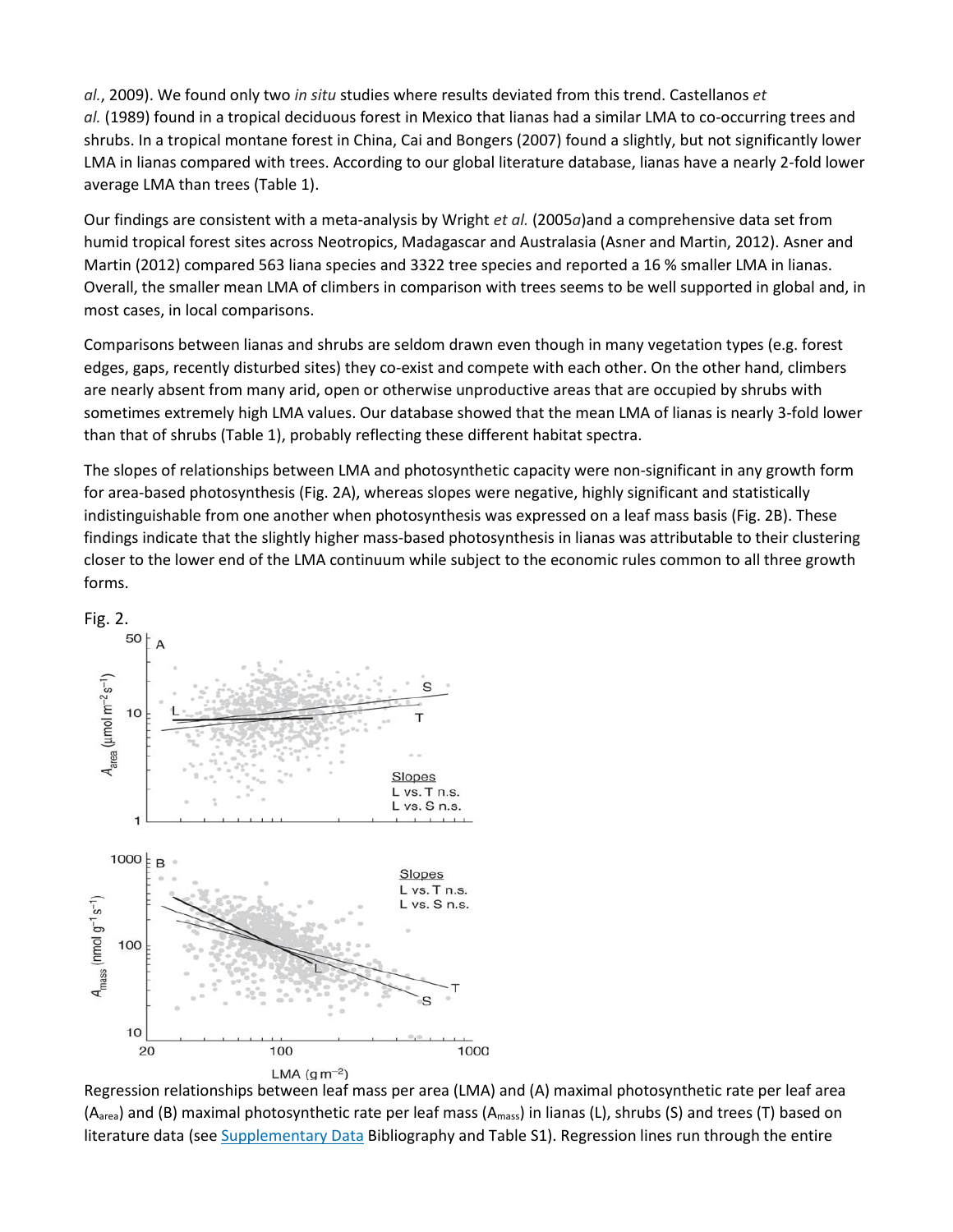*al.*, 2009). We found only two *in situ* studies where results deviated from this trend. Castellanos *et al.* (1989) found in a tropical deciduous forest in Mexico that lianas had a similar LMA to co-occurring trees and shrubs. In a tropical montane forest in China, Cai and Bongers (2007) found a slightly, but not significantly lower LMA in lianas compared with trees. According to our global literature database, lianas have a nearly 2-fold lower average LMA than trees (Table 1).

Our findings are consistent with a meta-analysis by Wright *et al.* (2005*a*)and a comprehensive data set from humid tropical forest sites across Neotropics, Madagascar and Australasia (Asner and Martin, 2012). Asner and Martin (2012) compared 563 liana species and 3322 tree species and reported a 16 % smaller LMA in lianas. Overall, the smaller mean LMA of climbers in comparison with trees seems to be well supported in global and, in most cases, in local comparisons.

Comparisons between lianas and shrubs are seldom drawn even though in many vegetation types (e.g. forest edges, gaps, recently disturbed sites) they co-exist and compete with each other. On the other hand, climbers are nearly absent from many arid, open or otherwise unproductive areas that are occupied by shrubs with sometimes extremely high LMA values. Our database showed that the mean LMA of lianas is nearly 3-fold lower than that of shrubs (Table 1), probably reflecting these different habitat spectra.

The slopes of relationships between LMA and photosynthetic capacity were non-significant in any growth form for area-based photosynthesis (Fig. 2A), whereas slopes were negative, highly significant and statistically indistinguishable from one another when photosynthesis was expressed on a leaf mass basis (Fig. 2B). These findings indicate that the slightly higher mass-based photosynthesis in lianas was attributable to their clustering closer to the lower end of the LMA continuum while subject to the economic rules common to all three growth forms.

Fig. 2.

Regression relationships between leaf mass per area (LMA) and (A) maximal photosynthetic rate per leaf area ($A_{area}$) and (B) maximal photosynthetic rate per leaf mass ($A_{mass}$) in lianas (L), shrubs (S) and trees (T) based on literature data (see Supplementary Data Bibliography and Table S1). Regression lines run through the entire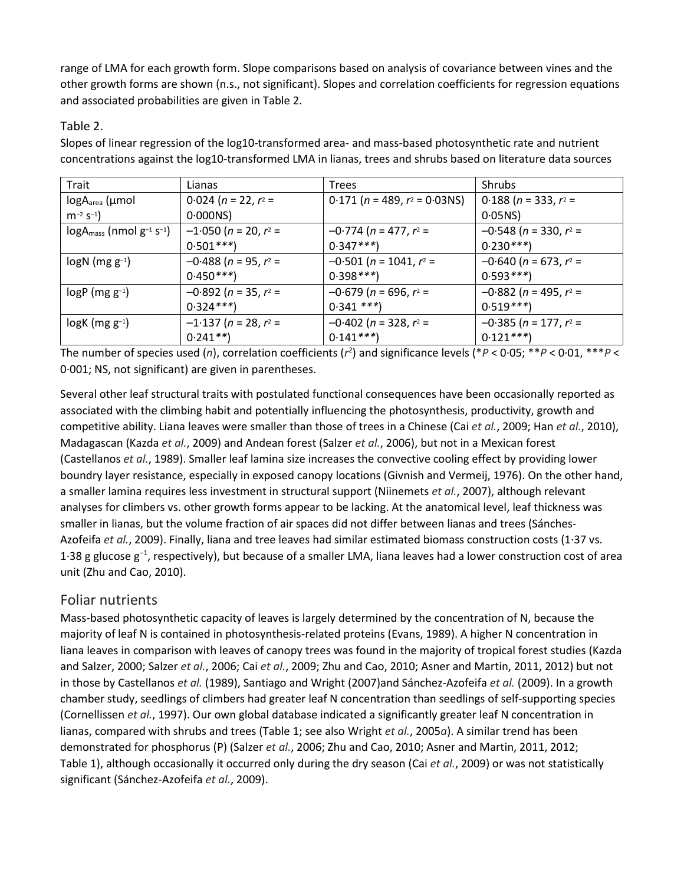range of LMA for each growth form. Slope comparisons based on analysis of covariance between vines and the other growth forms are shown (n.s., not significant). Slopes and correlation coefficients for regression equations and associated probabilities are given in Table 2.

Table 2.

Slopes of linear regression of the log10-transformed area- and mass-based photosynthetic rate and nutrient concentrations against the log10-transformed LMA in lianas, trees and shrubs based on literature data sources

| Trait | Lianas | Trees | Shrubs |
| --- | --- | --- | --- |
| $\log A_{area}$ (μmol $m^{-2}$ $s^{-1}$) | 0·024 ($n$ = 22, $r^2$ = 0·000NS) | 0·171 ($n$ = 489, $r^2$ = 0·03NS) | 0·188 ($n$ = 333, $r^2$ = 0·05NS) |
| $\log A_{mass}$ (nmol $g^{-1}$ $s^{-1}$) | −1·050 ($n$ = 20, $r^2$ = 0·501***) | −0·774 ($n$ = 477, $r^2$ = 0·347***) | −0·548 ($n$ = 330, $r^2$ = 0·230***) |
| logN (mg $g^{-1}$) | −0·488 ($n$ = 95, $r^2$ = 0·450***) | −0·501 ($n$ = 1041, $r^2$ = 0·398***) | −0·640 ($n$ = 673, $r^2$ = 0·593***) |
| logP (mg $g^{-1}$) | −0·892 ($n$ = 35, $r^2$ = 0·324***) | −0·679 ($n$ = 696, $r^2$ = 0·341 ***) | −0·882 ($n$ = 495, $r^2$ = 0·519***) |
| logK (mg $g^{-1}$) | −1·137 ($n$ = 28, $r^2$ = 0·241**) | −0·402 ($n$ = 328, $r^2$ = 0·141***) | −0·385 ($n$ = 177, $r^2$ = 0·121***) |

The number of species used ($n$), correlation coefficients ($r^2$) and significance levels (*$P < 0·05$; **$P < 0·01$, ***$P < 0·001$; NS, not significant) are given in parentheses.

Several other leaf structural traits with postulated functional consequences have been occasionally reported as associated with the climbing habit and potentially influencing the photosynthesis, productivity, growth and competitive ability. Liana leaves were smaller than those of trees in a Chinese (Cai *et al.*, 2009; Han *et al.*, 2010), Madagascan (Kazda *et al.*, 2009) and Andean forest (Salzer *et al.*, 2006), but not in a Mexican forest (Castellanos *et al.*, 1989). Smaller leaf lamina size increases the convective cooling effect by providing lower boundry layer resistance, especially in exposed canopy locations (Givnish and Vermeij, 1976). On the other hand, a smaller lamina requires less investment in structural support (Niinemets *et al.*, 2007), although relevant analyses for climbers vs. other growth forms appear to be lacking. At the anatomical level, leaf thickness was smaller in lianas, but the volume fraction of air spaces did not differ between lianas and trees (Sánches-Azofeifa *et al.*, 2009). Finally, liana and tree leaves had similar estimated biomass construction costs (1·37 vs. 1·38 g glucose $g^{-1}$, respectively), but because of a smaller LMA, liana leaves had a lower construction cost of area unit (Zhu and Cao, 2010).

## Foliar nutrients

Mass-based photosynthetic capacity of leaves is largely determined by the concentration of N, because the majority of leaf N is contained in photosynthesis-related proteins (Evans, 1989). A higher N concentration in liana leaves in comparison with leaves of canopy trees was found in the majority of tropical forest studies (Kazda and Salzer, 2000; Salzer *et al.*, 2006; Cai *et al.*, 2009; Zhu and Cao, 2010; Asner and Martin, 2011, 2012) but not in those by Castellanos *et al.* (1989), Santiago and Wright (2007)and Sánchez-Azofeifa *et al.* (2009). In a growth chamber study, seedlings of climbers had greater leaf N concentration than seedlings of self-supporting species (Cornellissen *et al.*, 1997). Our own global database indicated a significantly greater leaf N concentration in lianas, compared with shrubs and trees (Table 1; see also Wright *et al.*, 2005*a*). A similar trend has been demonstrated for phosphorus (P) (Salzer *et al.*, 2006; Zhu and Cao, 2010; Asner and Martin, 2011, 2012; Table 1), although occasionally it occurred only during the dry season (Cai *et al.*, 2009) or was not statistically significant (Sánchez-Azofeifa *et al.*, 2009).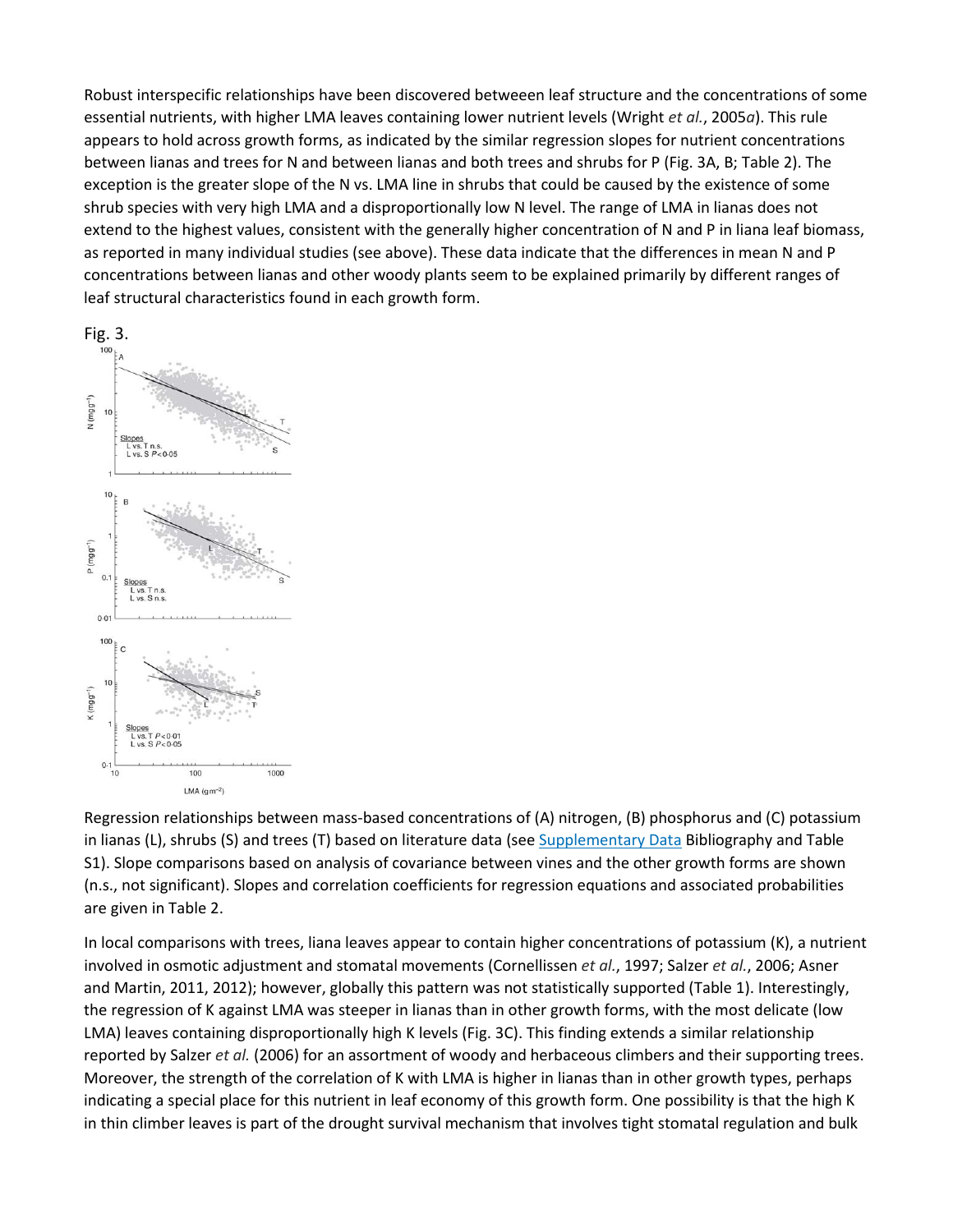Robust interspecific relationships have been discovered betweeen leaf structure and the concentrations of some essential nutrients, with higher LMA leaves containing lower nutrient levels (Wright *et al.*, 2005*a*). This rule appears to hold across growth forms, as indicated by the similar regression slopes for nutrient concentrations between lianas and trees for N and between lianas and both trees and shrubs for P (Fig. 3A, B; Table 2). The exception is the greater slope of the N vs. LMA line in shrubs that could be caused by the existence of some shrub species with very high LMA and a disproportionally low N level. The range of LMA in lianas does not extend to the highest values, consistent with the generally higher concentration of N and P in liana leaf biomass, as reported in many individual studies (see above). These data indicate that the differences in mean N and P concentrations between lianas and other woody plants seem to be explained primarily by different ranges of leaf structural characteristics found in each growth form.

Fig. 3.

Regression relationships between mass-based concentrations of (A) nitrogen, (B) phosphorus and (C) potassium in lianas (L), shrubs (S) and trees (T) based on literature data (see Supplementary Data Bibliography and Table S1). Slope comparisons based on analysis of covariance between vines and the other growth forms are shown (n.s., not significant). Slopes and correlation coefficients for regression equations and associated probabilities are given in Table 2.

In local comparisons with trees, liana leaves appear to contain higher concentrations of potassium (K), a nutrient involved in osmotic adjustment and stomatal movements (Cornellissen *et al.*, 1997; Salzer *et al.*, 2006; Asner and Martin, 2011, 2012); however, globally this pattern was not statistically supported (Table 1). Interestingly, the regression of K against LMA was steeper in lianas than in other growth forms, with the most delicate (low LMA) leaves containing disproportionally high K levels (Fig. 3C). This finding extends a similar relationship reported by Salzer *et al.* (2006) for an assortment of woody and herbaceous climbers and their supporting trees. Moreover, the strength of the correlation of K with LMA is higher in lianas than in other growth types, perhaps indicating a special place for this nutrient in leaf economy of this growth form. One possibility is that the high K in thin climber leaves is part of the drought survival mechanism that involves tight stomatal regulation and bulk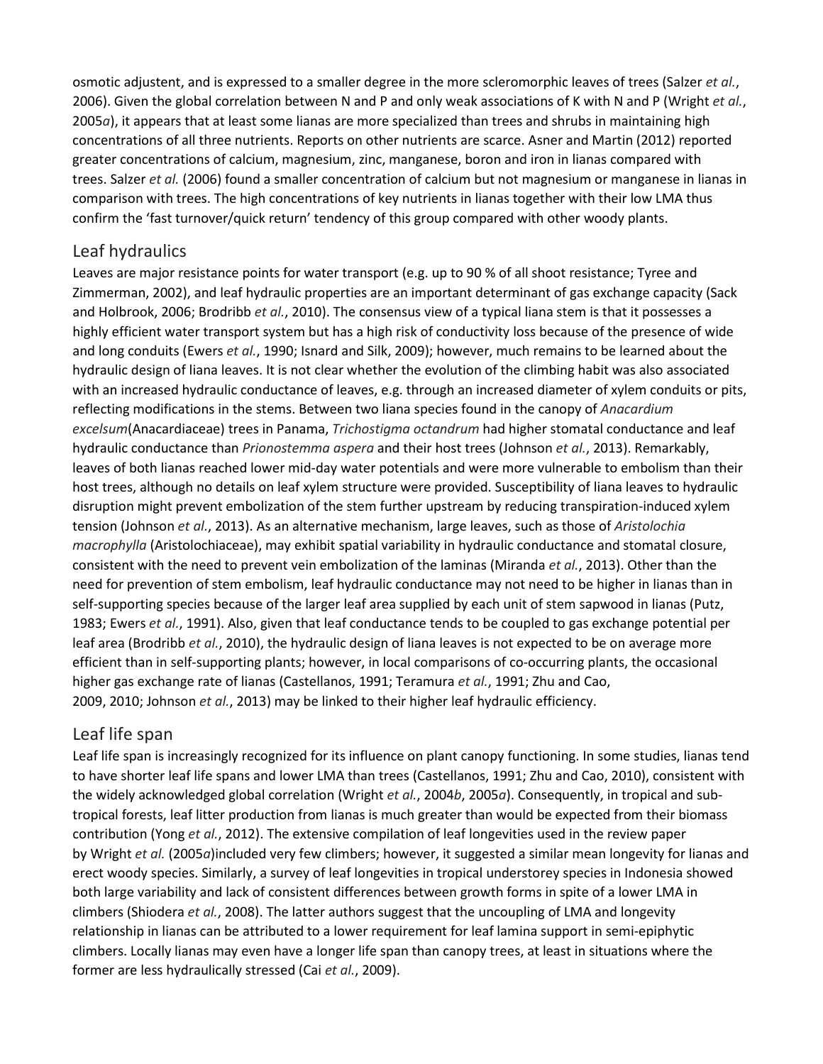osmotic adjustent, and is expressed to a smaller degree in the more scleromorphic leaves of trees (Salzer *et al.*, 2006). Given the global correlation between N and P and only weak associations of K with N and P (Wright *et al.*, 2005*a*), it appears that at least some lianas are more specialized than trees and shrubs in maintaining high concentrations of all three nutrients. Reports on other nutrients are scarce. Asner and Martin (2012) reported greater concentrations of calcium, magnesium, zinc, manganese, boron and iron in lianas compared with trees. Salzer *et al.* (2006) found a smaller concentration of calcium but not magnesium or manganese in lianas in comparison with trees. The high concentrations of key nutrients in lianas together with their low LMA thus confirm the 'fast turnover/quick return' tendency of this group compared with other woody plants.

## Leaf hydraulics

Leaves are major resistance points for water transport (e.g. up to 90 % of all shoot resistance; Tyree and Zimmerman, 2002), and leaf hydraulic properties are an important determinant of gas exchange capacity (Sack and Holbrook, 2006; Brodribb *et al.*, 2010). The consensus view of a typical liana stem is that it possesses a highly efficient water transport system but has a high risk of conductivity loss because of the presence of wide and long conduits (Ewers *et al.*, 1990; Isnard and Silk, 2009); however, much remains to be learned about the hydraulic design of liana leaves. It is not clear whether the evolution of the climbing habit was also associated with an increased hydraulic conductance of leaves, e.g. through an increased diameter of xylem conduits or pits, reflecting modifications in the stems. Between two liana species found in the canopy of *Anacardium excelsum*(Anacardiaceae) trees in Panama, *Trichostigma octandrum* had higher stomatal conductance and leaf hydraulic conductance than *Prionostemma aspera* and their host trees (Johnson *et al.*, 2013). Remarkably, leaves of both lianas reached lower mid-day water potentials and were more vulnerable to embolism than their host trees, although no details on leaf xylem structure were provided. Susceptibility of liana leaves to hydraulic disruption might prevent embolization of the stem further upstream by reducing transpiration-induced xylem tension (Johnson *et al.*, 2013). As an alternative mechanism, large leaves, such as those of *Aristolochia macrophylla* (Aristolochiaceae), may exhibit spatial variability in hydraulic conductance and stomatal closure, consistent with the need to prevent vein embolization of the laminas (Miranda *et al.*, 2013). Other than the need for prevention of stem embolism, leaf hydraulic conductance may not need to be higher in lianas than in self-supporting species because of the larger leaf area supplied by each unit of stem sapwood in lianas (Putz, 1983; Ewers *et al.*, 1991). Also, given that leaf conductance tends to be coupled to gas exchange potential per leaf area (Brodribb *et al.*, 2010), the hydraulic design of liana leaves is not expected to be on average more efficient than in self-supporting plants; however, in local comparisons of co-occurring plants, the occasional higher gas exchange rate of lianas (Castellanos, 1991; Teramura *et al.*, 1991; Zhu and Cao, 2009, 2010; Johnson *et al.*, 2013) may be linked to their higher leaf hydraulic efficiency.

## Leaf life span

Leaf life span is increasingly recognized for its influence on plant canopy functioning. In some studies, lianas tend to have shorter leaf life spans and lower LMA than trees (Castellanos, 1991; Zhu and Cao, 2010), consistent with the widely acknowledged global correlation (Wright *et al.*, 2004*b*, 2005*a*). Consequently, in tropical and sub-tropical forests, leaf litter production from lianas is much greater than would be expected from their biomass contribution (Yong *et al.*, 2012). The extensive compilation of leaf longevities used in the review paper by Wright *et al.* (2005*a*)included very few climbers; however, it suggested a similar mean longevity for lianas and erect woody species. Similarly, a survey of leaf longevities in tropical understorey species in Indonesia showed both large variability and lack of consistent differences between growth forms in spite of a lower LMA in climbers (Shiodera *et al.*, 2008). The latter authors suggest that the uncoupling of LMA and longevity relationship in lianas can be attributed to a lower requirement for leaf lamina support in semi-epiphytic climbers. Locally lianas may even have a longer life span than canopy trees, at least in situations where the former are less hydraulically stressed (Cai *et al.*, 2009).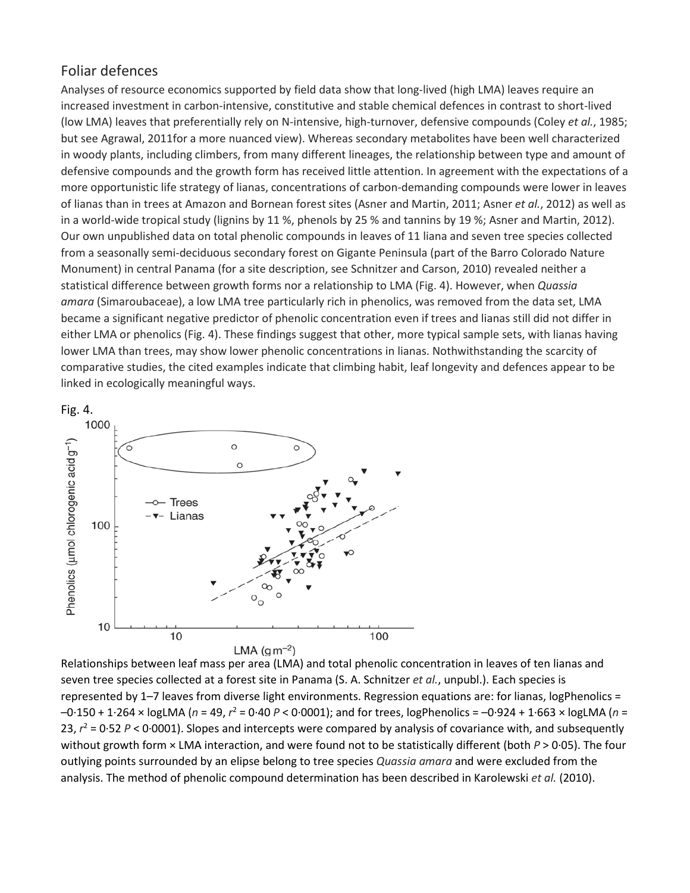## Foliar defences

Analyses of resource economics supported by field data show that long-lived (high LMA) leaves require an increased investment in carbon-intensive, constitutive and stable chemical defences in contrast to short-lived (low LMA) leaves that preferentially rely on N-intensive, high-turnover, defensive compounds (Coley *et al.*, 1985; but see Agrawal, 2011for a more nuanced view). Whereas secondary metabolites have been well characterized in woody plants, including climbers, from many different lineages, the relationship between type and amount of defensive compounds and the growth form has received little attention. In agreement with the expectations of a more opportunistic life strategy of lianas, concentrations of carbon-demanding compounds were lower in leaves of lianas than in trees at Amazon and Bornean forest sites (Asner and Martin, 2011; Asner *et al.*, 2012) as well as in a world-wide tropical study (lignins by 11 %, phenols by 25 % and tannins by 19 %; Asner and Martin, 2012). Our own unpublished data on total phenolic compounds in leaves of 11 liana and seven tree species collected from a seasonally semi-deciduous secondary forest on Gigante Peninsula (part of the Barro Colorado Nature Monument) in central Panama (for a site description, see Schnitzer and Carson, 2010) revealed neither a statistical difference between growth forms nor a relationship to LMA (Fig. 4). However, when *Quassia amara* (Simaroubaceae), a low LMA tree particularly rich in phenolics, was removed from the data set, LMA became a significant negative predictor of phenolic concentration even if trees and lianas still did not differ in either LMA or phenolics (Fig. 4). These findings suggest that other, more typical sample sets, with lianas having lower LMA than trees, may show lower phenolic concentrations in lianas. Nothwithstanding the scarcity of comparative studies, the cited examples indicate that climbing habit, leaf longevity and defences appear to be linked in ecologically meaningful ways.

Fig. 4.

Relationships between leaf mass per area (LMA) and total phenolic concentration in leaves of ten lianas and seven tree species collected at a forest site in Panama (S. A. Schnitzer *et al.*, unpubl.). Each species is represented by 1–7 leaves from diverse light environments. Regression equations are: for lianas, logPhenolics = –0·150 + 1·264 × logLMA ($n$ = 49, $r^2$ = 0·40 $P$ < 0·0001); and for trees, logPhenolics = –0·924 + 1·663 × logLMA ($n$ = 23, $r^2$ = 0·52 $P$ < 0·0001). Slopes and intercepts were compared by analysis of covariance with, and subsequently without growth form × LMA interaction, and were found not to be statistically different (both $P$ > 0·05). The four outlying points surrounded by an elipse belong to tree species *Quassia amara* and were excluded from the analysis. The method of phenolic compound determination has been described in Karolewski *et al.* (2010).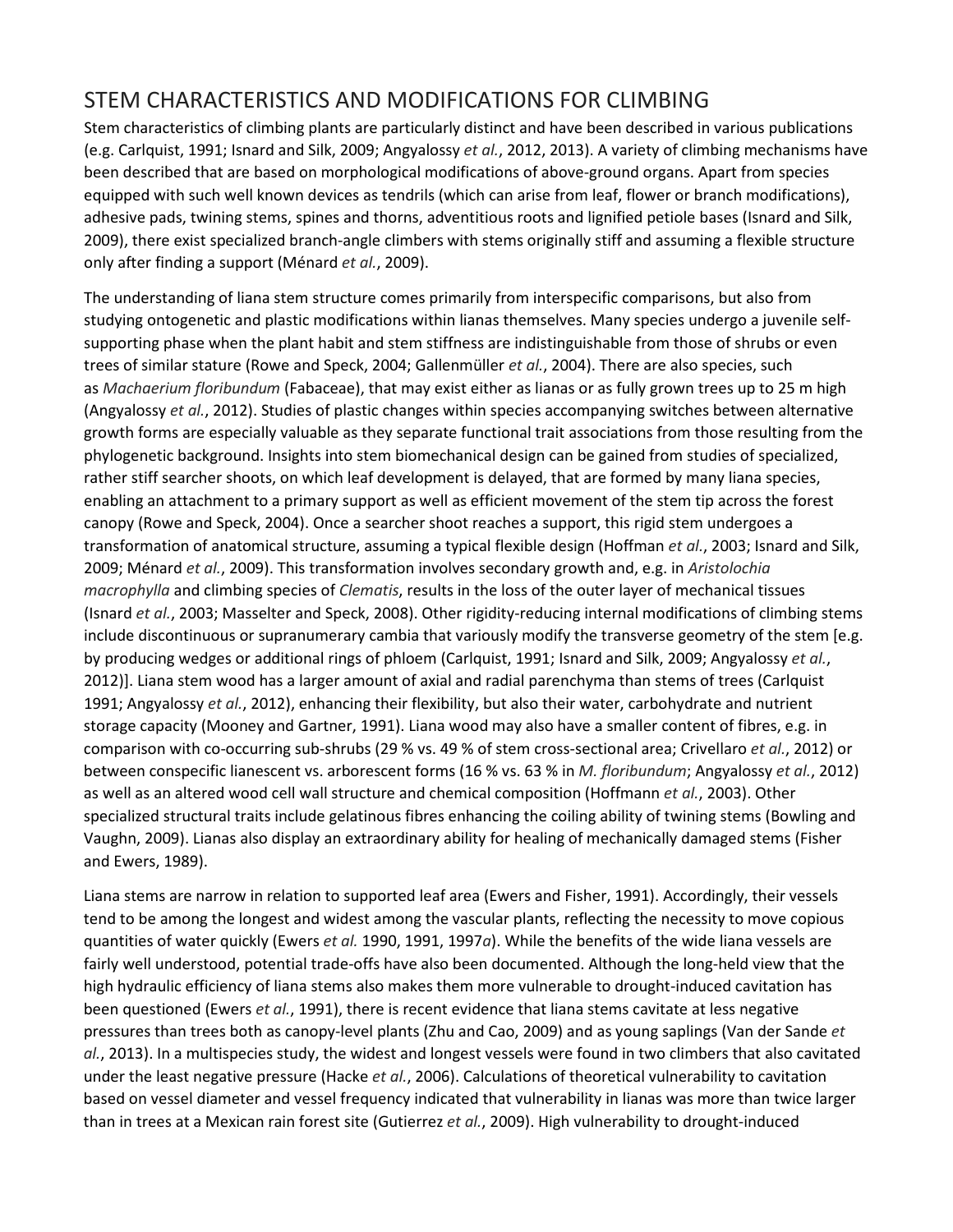## STEM CHARACTERISTICS AND MODIFICATIONS FOR CLIMBING

Stem characteristics of climbing plants are particularly distinct and have been described in various publications (e.g. Carlquist, 1991; Isnard and Silk, 2009; Angyalossy *et al.*, 2012, 2013). A variety of climbing mechanisms have been described that are based on morphological modifications of above-ground organs. Apart from species equipped with such well known devices as tendrils (which can arise from leaf, flower or branch modifications), adhesive pads, twining stems, spines and thorns, adventitious roots and lignified petiole bases (Isnard and Silk, 2009), there exist specialized branch-angle climbers with stems originally stiff and assuming a flexible structure only after finding a support (Ménard *et al.*, 2009).

The understanding of liana stem structure comes primarily from interspecific comparisons, but also from studying ontogenetic and plastic modifications within lianas themselves. Many species undergo a juvenile self-supporting phase when the plant habit and stem stiffness are indistinguishable from those of shrubs or even trees of similar stature (Rowe and Speck, 2004; Gallenmüller *et al.*, 2004). There are also species, such as *Machaerium floribundum* (Fabaceae), that may exist either as lianas or as fully grown trees up to 25 m high (Angyalossy *et al.*, 2012). Studies of plastic changes within species accompanying switches between alternative growth forms are especially valuable as they separate functional trait associations from those resulting from the phylogenetic background. Insights into stem biomechanical design can be gained from studies of specialized, rather stiff searcher shoots, on which leaf development is delayed, that are formed by many liana species, enabling an attachment to a primary support as well as efficient movement of the stem tip across the forest canopy (Rowe and Speck, 2004). Once a searcher shoot reaches a support, this rigid stem undergoes a transformation of anatomical structure, assuming a typical flexible design (Hoffman *et al.*, 2003; Isnard and Silk, 2009; Ménard *et al.*, 2009). This transformation involves secondary growth and, e.g. in *Aristolochia macrophylla* and climbing species of *Clematis*, results in the loss of the outer layer of mechanical tissues (Isnard *et al.*, 2003; Masselter and Speck, 2008). Other rigidity-reducing internal modifications of climbing stems include discontinuous or supranumerary cambia that variously modify the transverse geometry of the stem [e.g. by producing wedges or additional rings of phloem (Carlquist, 1991; Isnard and Silk, 2009; Angyalossy *et al.*, 2012)]. Liana stem wood has a larger amount of axial and radial parenchyma than stems of trees (Carlquist 1991; Angyalossy *et al.*, 2012), enhancing their flexibility, but also their water, carbohydrate and nutrient storage capacity (Mooney and Gartner, 1991). Liana wood may also have a smaller content of fibres, e.g. in comparison with co-occurring sub-shrubs (29 % vs. 49 % of stem cross-sectional area; Crivellaro *et al.*, 2012) or between conspecific lianescent vs. arborescent forms (16 % vs. 63 % in *M. floribundum*; Angyalossy *et al.*, 2012) as well as an altered wood cell wall structure and chemical composition (Hoffmann *et al.*, 2003). Other specialized structural traits include gelatinous fibres enhancing the coiling ability of twining stems (Bowling and Vaughn, 2009). Lianas also display an extraordinary ability for healing of mechanically damaged stems (Fisher and Ewers, 1989).

Liana stems are narrow in relation to supported leaf area (Ewers and Fisher, 1991). Accordingly, their vessels tend to be among the longest and widest among the vascular plants, reflecting the necessity to move copious quantities of water quickly (Ewers *et al.* 1990, 1991, 1997*a*). While the benefits of the wide liana vessels are fairly well understood, potential trade-offs have also been documented. Although the long-held view that the high hydraulic efficiency of liana stems also makes them more vulnerable to drought-induced cavitation has been questioned (Ewers *et al.*, 1991), there is recent evidence that liana stems cavitate at less negative pressures than trees both as canopy-level plants (Zhu and Cao, 2009) and as young saplings (Van der Sande *et al.*, 2013). In a multispecies study, the widest and longest vessels were found in two climbers that also cavitated under the least negative pressure (Hacke *et al.*, 2006). Calculations of theoretical vulnerability to cavitation based on vessel diameter and vessel frequency indicated that vulnerability in lianas was more than twice larger than in trees at a Mexican rain forest site (Gutierrez *et al.*, 2009). High vulnerability to drought-induced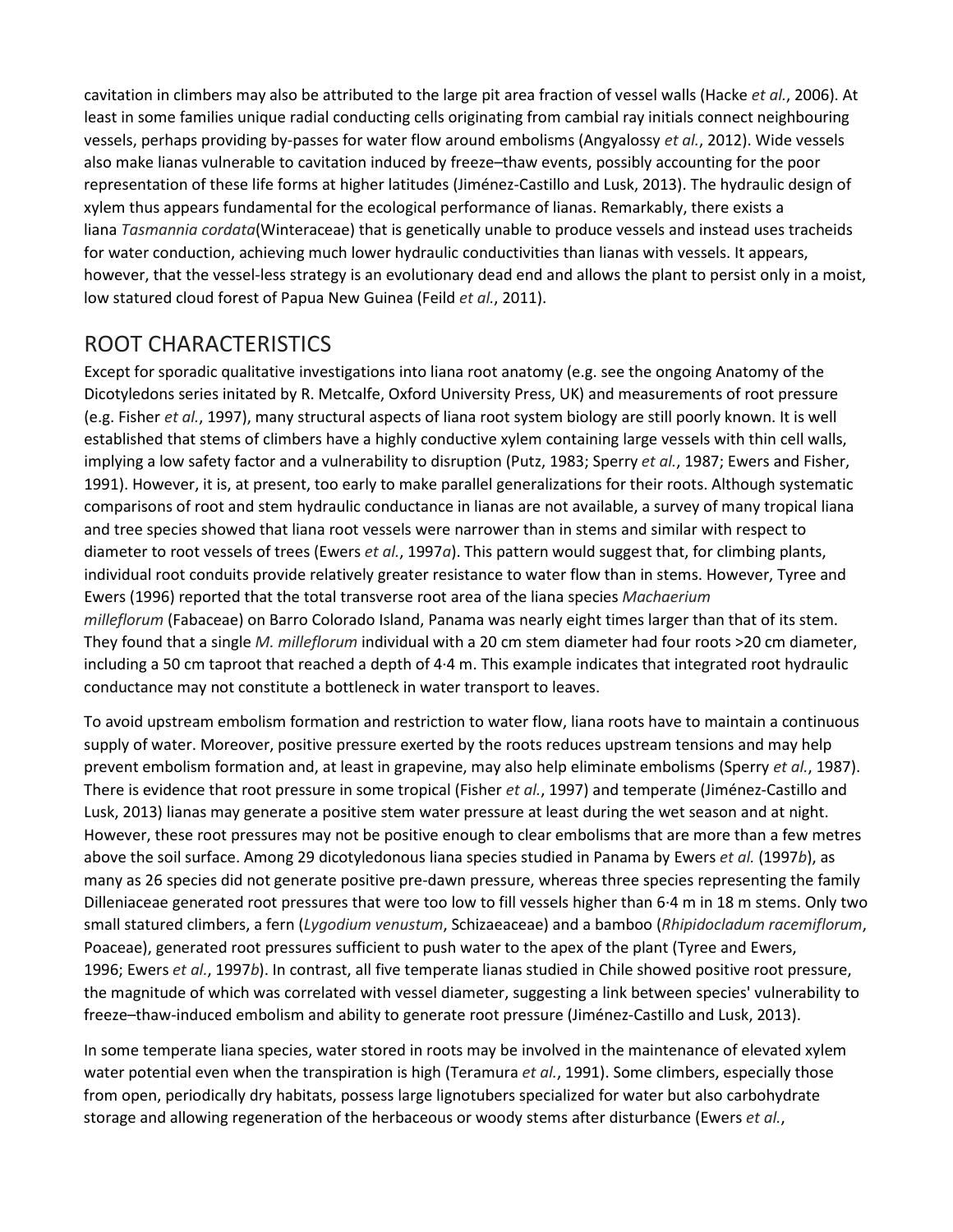cavitation in climbers may also be attributed to the large pit area fraction of vessel walls (Hacke *et al.*, 2006). At least in some families unique radial conducting cells originating from cambial ray initials connect neighbouring vessels, perhaps providing by-passes for water flow around embolisms (Angyalossy *et al.*, 2012). Wide vessels also make lianas vulnerable to cavitation induced by freeze–thaw events, possibly accounting for the poor representation of these life forms at higher latitudes (Jiménez-Castillo and Lusk, 2013). The hydraulic design of xylem thus appears fundamental for the ecological performance of lianas. Remarkably, there exists a liana *Tasmannia cordata*(Winteraceae) that is genetically unable to produce vessels and instead uses tracheids for water conduction, achieving much lower hydraulic conductivities than lianas with vessels. It appears, however, that the vessel-less strategy is an evolutionary dead end and allows the plant to persist only in a moist, low statured cloud forest of Papua New Guinea (Feild *et al.*, 2011).

## ROOT CHARACTERISTICS

Except for sporadic qualitative investigations into liana root anatomy (e.g. see the ongoing Anatomy of the Dicotyledons series initated by R. Metcalfe, Oxford University Press, UK) and measurements of root pressure (e.g. Fisher *et al.*, 1997), many structural aspects of liana root system biology are still poorly known. It is well established that stems of climbers have a highly conductive xylem containing large vessels with thin cell walls, implying a low safety factor and a vulnerability to disruption (Putz, 1983; Sperry *et al.*, 1987; Ewers and Fisher, 1991). However, it is, at present, too early to make parallel generalizations for their roots. Although systematic comparisons of root and stem hydraulic conductance in lianas are not available, a survey of many tropical liana and tree species showed that liana root vessels were narrower than in stems and similar with respect to diameter to root vessels of trees (Ewers *et al.*, 1997*a*). This pattern would suggest that, for climbing plants, individual root conduits provide relatively greater resistance to water flow than in stems. However, Tyree and Ewers (1996) reported that the total transverse root area of the liana species *Machaerium milleflorum* (Fabaceae) on Barro Colorado Island, Panama was nearly eight times larger than that of its stem. They found that a single *M. milleflorum* individual with a 20 cm stem diameter had four roots >20 cm diameter, including a 50 cm taproot that reached a depth of 4·4 m. This example indicates that integrated root hydraulic conductance may not constitute a bottleneck in water transport to leaves.

To avoid upstream embolism formation and restriction to water flow, liana roots have to maintain a continuous supply of water. Moreover, positive pressure exerted by the roots reduces upstream tensions and may help prevent embolism formation and, at least in grapevine, may also help eliminate embolisms (Sperry *et al.*, 1987). There is evidence that root pressure in some tropical (Fisher *et al.*, 1997) and temperate (Jiménez-Castillo and Lusk, 2013) lianas may generate a positive stem water pressure at least during the wet season and at night. However, these root pressures may not be positive enough to clear embolisms that are more than a few metres above the soil surface. Among 29 dicotyledonous liana species studied in Panama by Ewers *et al.* (1997*b*), as many as 26 species did not generate positive pre-dawn pressure, whereas three species representing the family Dilleniaceae generated root pressures that were too low to fill vessels higher than 6·4 m in 18 m stems. Only two small statured climbers, a fern (*Lygodium venustum*, Schizaeaceae) and a bamboo (*Rhipidocladum racemiflorum*, Poaceae), generated root pressures sufficient to push water to the apex of the plant (Tyree and Ewers, 1996; Ewers *et al.*, 1997*b*). In contrast, all five temperate lianas studied in Chile showed positive root pressure, the magnitude of which was correlated with vessel diameter, suggesting a link between species' vulnerability to freeze–thaw-induced embolism and ability to generate root pressure (Jiménez-Castillo and Lusk, 2013).

In some temperate liana species, water stored in roots may be involved in the maintenance of elevated xylem water potential even when the transpiration is high (Teramura *et al.*, 1991). Some climbers, especially those from open, periodically dry habitats, possess large lignotubers specialized for water but also carbohydrate storage and allowing regeneration of the herbaceous or woody stems after disturbance (Ewers *et al.*,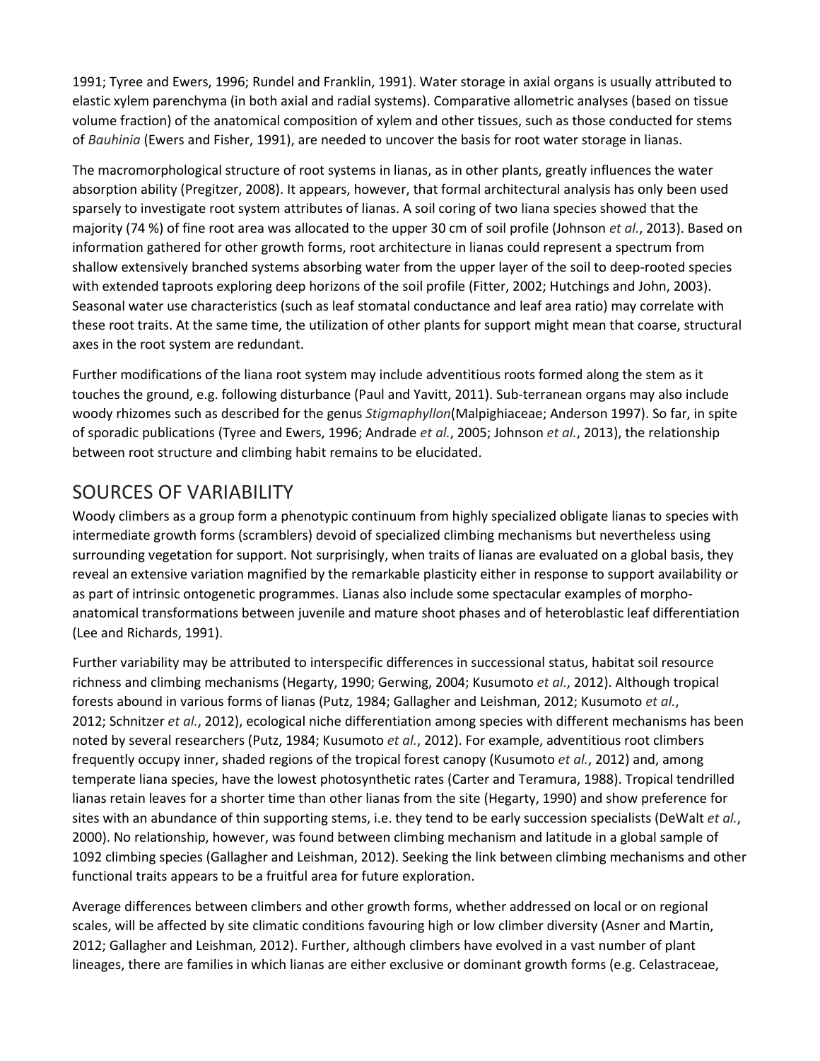1991; Tyree and Ewers, 1996; Rundel and Franklin, 1991). Water storage in axial organs is usually attributed to elastic xylem parenchyma (in both axial and radial systems). Comparative allometric analyses (based on tissue volume fraction) of the anatomical composition of xylem and other tissues, such as those conducted for stems of *Bauhinia* (Ewers and Fisher, 1991), are needed to uncover the basis for root water storage in lianas.

The macromorphological structure of root systems in lianas, as in other plants, greatly influences the water absorption ability (Pregitzer, 2008). It appears, however, that formal architectural analysis has only been used sparsely to investigate root system attributes of lianas. A soil coring of two liana species showed that the majority (74 %) of fine root area was allocated to the upper 30 cm of soil profile (Johnson *et al.*, 2013). Based on information gathered for other growth forms, root architecture in lianas could represent a spectrum from shallow extensively branched systems absorbing water from the upper layer of the soil to deep-rooted species with extended taproots exploring deep horizons of the soil profile (Fitter, 2002; Hutchings and John, 2003). Seasonal water use characteristics (such as leaf stomatal conductance and leaf area ratio) may correlate with these root traits. At the same time, the utilization of other plants for support might mean that coarse, structural axes in the root system are redundant.

Further modifications of the liana root system may include adventitious roots formed along the stem as it touches the ground, e.g. following disturbance (Paul and Yavitt, 2011). Sub-terranean organs may also include woody rhizomes such as described for the genus *Stigmaphyllon*(Malpighiaceae; Anderson 1997). So far, in spite of sporadic publications (Tyree and Ewers, 1996; Andrade *et al.*, 2005; Johnson *et al.*, 2013), the relationship between root structure and climbing habit remains to be elucidated.

## SOURCES OF VARIABILITY

Woody climbers as a group form a phenotypic continuum from highly specialized obligate lianas to species with intermediate growth forms (scramblers) devoid of specialized climbing mechanisms but nevertheless using surrounding vegetation for support. Not surprisingly, when traits of lianas are evaluated on a global basis, they reveal an extensive variation magnified by the remarkable plasticity either in response to support availability or as part of intrinsic ontogenetic programmes. Lianas also include some spectacular examples of morpho-anatomical transformations between juvenile and mature shoot phases and of heteroblastic leaf differentiation (Lee and Richards, 1991).

Further variability may be attributed to interspecific differences in successional status, habitat soil resource richness and climbing mechanisms (Hegarty, 1990; Gerwing, 2004; Kusumoto *et al.*, 2012). Although tropical forests abound in various forms of lianas (Putz, 1984; Gallagher and Leishman, 2012; Kusumoto *et al.*, 2012; Schnitzer *et al.*, 2012), ecological niche differentiation among species with different mechanisms has been noted by several researchers (Putz, 1984; Kusumoto *et al.*, 2012). For example, adventitious root climbers frequently occupy inner, shaded regions of the tropical forest canopy (Kusumoto *et al.*, 2012) and, among temperate liana species, have the lowest photosynthetic rates (Carter and Teramura, 1988). Tropical tendrilled lianas retain leaves for a shorter time than other lianas from the site (Hegarty, 1990) and show preference for sites with an abundance of thin supporting stems, i.e. they tend to be early succession specialists (DeWalt *et al.*, 2000). No relationship, however, was found between climbing mechanism and latitude in a global sample of 1092 climbing species (Gallagher and Leishman, 2012). Seeking the link between climbing mechanisms and other functional traits appears to be a fruitful area for future exploration.

Average differences between climbers and other growth forms, whether addressed on local or on regional scales, will be affected by site climatic conditions favouring high or low climber diversity (Asner and Martin, 2012; Gallagher and Leishman, 2012). Further, although climbers have evolved in a vast number of plant lineages, there are families in which lianas are either exclusive or dominant growth forms (e.g. Celastraceae,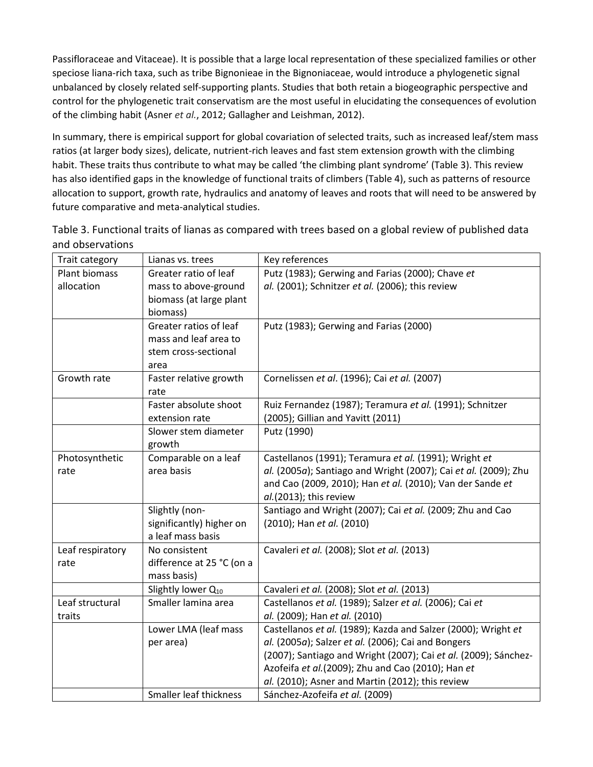Passifloraceae and Vitaceae). It is possible that a large local representation of these specialized families or other speciose liana-rich taxa, such as tribe Bignonieae in the Bignoniaceae, would introduce a phylogenetic signal unbalanced by closely related self-supporting plants. Studies that both retain a biogeographic perspective and control for the phylogenetic trait conservatism are the most useful in elucidating the consequences of evolution of the climbing habit (Asner *et al.*, 2012; Gallagher and Leishman, 2012).

In summary, there is empirical support for global covariation of selected traits, such as increased leaf/stem mass ratios (at larger body sizes), delicate, nutrient-rich leaves and fast stem extension growth with the climbing habit. These traits thus contribute to what may be called 'the climbing plant syndrome' (Table 3). This review has also identified gaps in the knowledge of functional traits of climbers (Table 4), such as patterns of resource allocation to support, growth rate, hydraulics and anatomy of leaves and roots that will need to be answered by future comparative and meta-analytical studies.

Table 3. Functional traits of lianas as compared with trees based on a global review of published data and observations

| Trait category | Lianas vs. trees | Key references |
|---|---|---|
| Plant biomass allocation | Greater ratio of leaf mass to above-ground biomass (at large plant biomass) | Putz (1983); Gerwing and Farias (2000); Chave *et al.* (2001); Schnitzer *et al.* (2006); this review |
| | Greater ratios of leaf mass and leaf area to stem cross-sectional area | Putz (1983); Gerwing and Farias (2000) |
| Growth rate | Faster relative growth rate | Cornelissen *et al*. (1996); Cai *et al.* (2007) |
| | Faster absolute shoot extension rate | Ruiz Fernandez (1987); Teramura *et al.* (1991); Schnitzer (2005); Gillian and Yavitt (2011) |
| | Slower stem diameter growth | Putz (1990) |
| Photosynthetic rate | Comparable on a leaf area basis | Castellanos (1991); Teramura *et al.* (1991); Wright *et al.* (2005*a*); Santiago and Wright (2007); Cai *et al.* (2009); Zhu and Cao (2009, 2010); Han *et al.* (2010); Van der Sande *et al.*(2013); this review |
| | Slightly (non-significantly) higher on a leaf mass basis | Santiago and Wright (2007); Cai *et al.* (2009; Zhu and Cao (2010); Han *et al.* (2010) |
| Leaf respiratory rate | No consistent difference at 25 °C (on a mass basis) | Cavaleri *et al.* (2008); Slot *et al.* (2013) |
| | Slightly lower $Q_{10}$ | Cavaleri *et al.* (2008); Slot *et al.* (2013) |
| Leaf structural traits | Smaller lamina area | Castellanos *et al.* (1989); Salzer *et al.* (2006); Cai *et al.* (2009); Han *et al.* (2010) |
| | Lower LMA (leaf mass per area) | Castellanos *et al.* (1989); Kazda and Salzer (2000); Wright *et al.* (2005*a*); Salzer *et al.* (2006); Cai and Bongers (2007); Santiago and Wright (2007); Cai *et al.* (2009); Sánchez-Azofeifa *et al.*(2009); Zhu and Cao (2010); Han *et al.* (2010); Asner and Martin (2012); this review |
| | Smaller leaf thickness | Sánchez-Azofeifa *et al.* (2009) |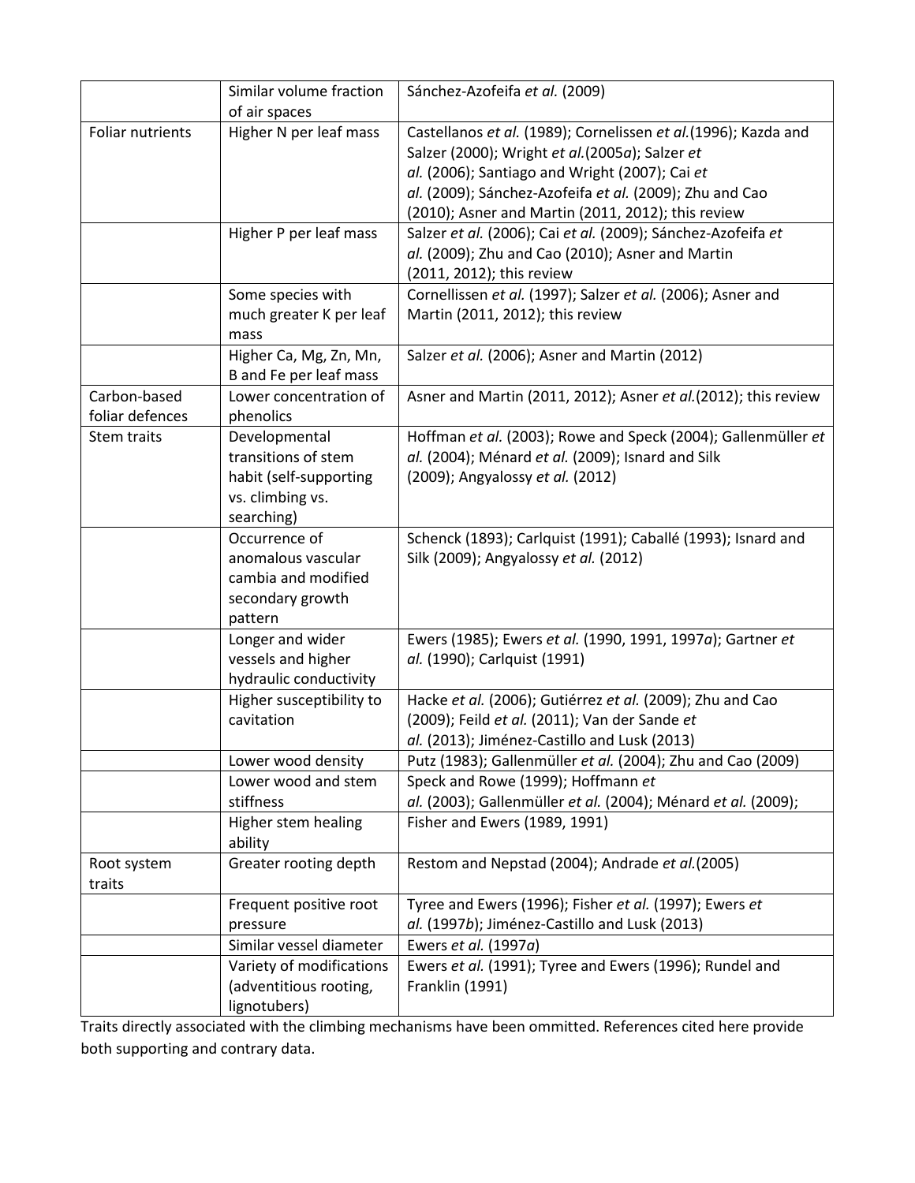|  | Similar volume fraction of air spaces | Sánchez-Azofeifa *et al.* (2009) |
|---|---|---|
| Foliar nutrients | Higher N per leaf mass | Castellanos *et al.* (1989); Cornelissen *et al.*(1996); Kazda and Salzer (2000); Wright *et al.*(2005*a*); Salzer *et al.* (2006); Santiago and Wright (2007); Cai *et al.* (2009); Sánchez-Azofeifa *et al.* (2009); Zhu and Cao (2010); Asner and Martin (2011, 2012); this review |
|  | Higher P per leaf mass | Salzer *et al.* (2006); Cai *et al.* (2009); Sánchez-Azofeifa *et al.* (2009); Zhu and Cao (2010); Asner and Martin (2011, 2012); this review |
|  | Some species with much greater K per leaf mass | Cornellissen *et al.* (1997); Salzer *et al.* (2006); Asner and Martin (2011, 2012); this review |
|  | Higher Ca, Mg, Zn, Mn, B and Fe per leaf mass | Salzer *et al.* (2006); Asner and Martin (2012) |
| Carbon-based foliar defences | Lower concentration of phenolics | Asner and Martin (2011, 2012); Asner *et al.*(2012); this review |
| Stem traits | Developmental transitions of stem habit (self-supporting vs. climbing vs. searching) | Hoffman *et al.* (2003); Rowe and Speck (2004); Gallenmüller *et al.* (2004); Ménard *et al.* (2009); Isnard and Silk (2009); Angyalossy *et al.* (2012) |
|  | Occurrence of anomalous vascular cambia and modified secondary growth pattern | Schenck (1893); Carlquist (1991); Caballé (1993); Isnard and Silk (2009); Angyalossy *et al.* (2012) |
|  | Longer and wider vessels and higher hydraulic conductivity | Ewers (1985); Ewers *et al.* (1990, 1991, 1997*a*); Gartner *et al.* (1990); Carlquist (1991) |
|  | Higher susceptibility to cavitation | Hacke *et al.* (2006); Gutiérrez *et al.* (2009); Zhu and Cao (2009); Feild *et al.* (2011); Van der Sande *et al.* (2013); Jiménez-Castillo and Lusk (2013) |
|  | Lower wood density | Putz (1983); Gallenmüller *et al.* (2004); Zhu and Cao (2009) |
|  | Lower wood and stem stiffness | Speck and Rowe (1999); Hoffmann *et al.* (2003); Gallenmüller *et al.* (2004); Ménard *et al.* (2009); |
|  | Higher stem healing ability | Fisher and Ewers (1989, 1991) |
| Root system traits | Greater rooting depth | Restom and Nepstad (2004); Andrade *et al.*(2005) |
|  | Frequent positive root pressure | Tyree and Ewers (1996); Fisher *et al.* (1997); Ewers *et al.* (1997*b*); Jiménez-Castillo and Lusk (2013) |
|  | Similar vessel diameter | Ewers *et al.* (1997*a*) |
|  | Variety of modifications (adventitious rooting, lignotubers) | Ewers *et al.* (1991); Tyree and Ewers (1996); Rundel and Franklin (1991) |

Traits directly associated with the climbing mechanisms have been ommitted. References cited here provide both supporting and contrary data.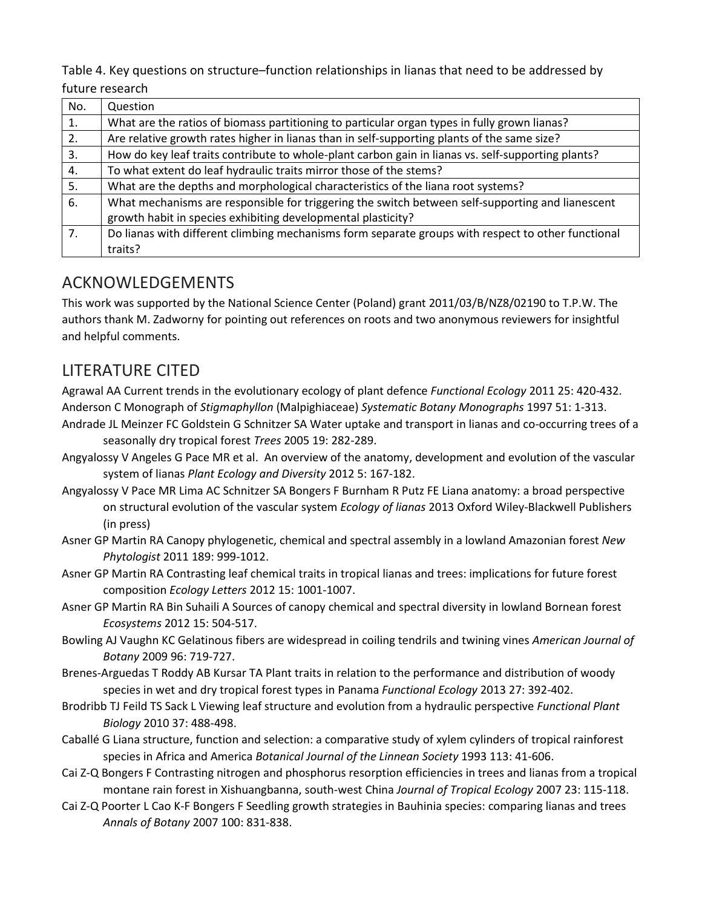Table 4. Key questions on structure–function relationships in lianas that need to be addressed by future research

| No. | Question |
| --- | --- |
| 1. | What are the ratios of biomass partitioning to particular organ types in fully grown lianas? |
| 2. | Are relative growth rates higher in lianas than in self-supporting plants of the same size? |
| 3. | How do key leaf traits contribute to whole-plant carbon gain in lianas vs. self-supporting plants? |
| 4. | To what extent do leaf hydraulic traits mirror those of the stems? |
| 5. | What are the depths and morphological characteristics of the liana root systems? |
| 6. | What mechanisms are responsible for triggering the switch between self-supporting and lianescent growth habit in species exhibiting developmental plasticity? |
| 7. | Do lianas with different climbing mechanisms form separate groups with respect to other functional traits? |

## ACKNOWLEDGEMENTS

This work was supported by the National Science Center (Poland) grant 2011/03/B/NZ8/02190 to T.P.W. The authors thank M. Zadworny for pointing out references on roots and two anonymous reviewers for insightful and helpful comments.

## LITERATURE CITED

Agrawal AA Current trends in the evolutionary ecology of plant defence *Functional Ecology* 2011 25: 420-432.

Anderson C Monograph of *Stigmaphyllon* (Malpighiaceae) *Systematic Botany Monographs* 1997 51: 1-313.

Andrade JL Meinzer FC Goldstein G Schnitzer SA Water uptake and transport in lianas and co-occurring trees of a seasonally dry tropical forest *Trees* 2005 19: 282-289.

Angyalossy V Angeles G Pace MR et al. An overview of the anatomy, development and evolution of the vascular system of lianas *Plant Ecology and Diversity* 2012 5: 167-182.

Angyalossy V Pace MR Lima AC Schnitzer SA Bongers F Burnham R Putz FE Liana anatomy: a broad perspective on structural evolution of the vascular system *Ecology of lianas* 2013 Oxford Wiley-Blackwell Publishers (in press)

Asner GP Martin RA Canopy phylogenetic, chemical and spectral assembly in a lowland Amazonian forest *New Phytologist* 2011 189: 999-1012.

Asner GP Martin RA Contrasting leaf chemical traits in tropical lianas and trees: implications for future forest composition *Ecology Letters* 2012 15: 1001-1007.

Asner GP Martin RA Bin Suhaili A Sources of canopy chemical and spectral diversity in lowland Bornean forest *Ecosystems* 2012 15: 504-517.

Bowling AJ Vaughn KC Gelatinous fibers are widespread in coiling tendrils and twining vines *American Journal of Botany* 2009 96: 719-727.

Brenes-Arguedas T Roddy AB Kursar TA Plant traits in relation to the performance and distribution of woody species in wet and dry tropical forest types in Panama *Functional Ecology* 2013 27: 392-402.

Brodribb TJ Feild TS Sack L Viewing leaf structure and evolution from a hydraulic perspective *Functional Plant Biology* 2010 37: 488-498.

Caballé G Liana structure, function and selection: a comparative study of xylem cylinders of tropical rainforest species in Africa and America *Botanical Journal of the Linnean Society* 1993 113: 41-606.

Cai Z-Q Bongers F Contrasting nitrogen and phosphorus resorption efficiencies in trees and lianas from a tropical montane rain forest in Xishuangbanna, south-west China *Journal of Tropical Ecology* 2007 23: 115-118.

Cai Z-Q Poorter L Cao K-F Bongers F Seedling growth strategies in Bauhinia species: comparing lianas and trees *Annals of Botany* 2007 100: 831-838.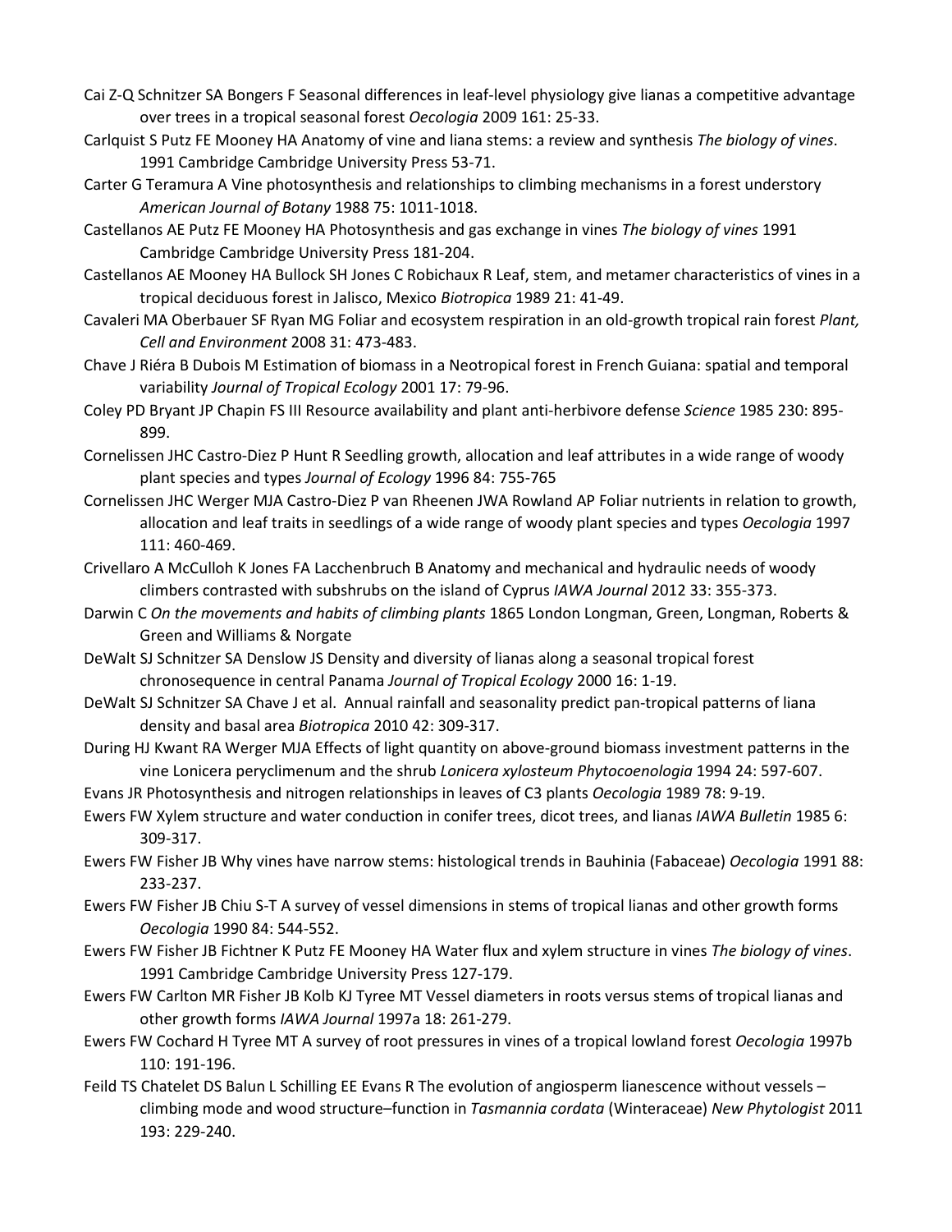Cai Z-Q Schnitzer SA Bongers F Seasonal differences in leaf-level physiology give lianas a competitive advantage over trees in a tropical seasonal forest *Oecologia* 2009 161: 25-33.

Carlquist S Putz FE Mooney HA Anatomy of vine and liana stems: a review and synthesis *The biology of vines*. 1991 Cambridge Cambridge University Press 53-71.

Carter G Teramura A Vine photosynthesis and relationships to climbing mechanisms in a forest understory *American Journal of Botany* 1988 75: 1011-1018.

Castellanos AE Putz FE Mooney HA Photosynthesis and gas exchange in vines *The biology of vines* 1991 Cambridge Cambridge University Press 181-204.

Castellanos AE Mooney HA Bullock SH Jones C Robichaux R Leaf, stem, and metamer characteristics of vines in a tropical deciduous forest in Jalisco, Mexico *Biotropica* 1989 21: 41-49.

Cavaleri MA Oberbauer SF Ryan MG Foliar and ecosystem respiration in an old-growth tropical rain forest *Plant, Cell and Environment* 2008 31: 473-483.

Chave J Riéra B Dubois M Estimation of biomass in a Neotropical forest in French Guiana: spatial and temporal variability *Journal of Tropical Ecology* 2001 17: 79-96.

Coley PD Bryant JP Chapin FS III Resource availability and plant anti-herbivore defense *Science* 1985 230: 895-899.

Cornelissen JHC Castro-Diez P Hunt R Seedling growth, allocation and leaf attributes in a wide range of woody plant species and types *Journal of Ecology* 1996 84: 755-765

Cornelissen JHC Werger MJA Castro-Diez P van Rheenen JWA Rowland AP Foliar nutrients in relation to growth, allocation and leaf traits in seedlings of a wide range of woody plant species and types *Oecologia* 1997 111: 460-469.

Crivellaro A McCulloh K Jones FA Lacchenbruch B Anatomy and mechanical and hydraulic needs of woody climbers contrasted with subshrubs on the island of Cyprus *IAWA Journal* 2012 33: 355-373.

Darwin C *On the movements and habits of climbing plants* 1865 London Longman, Green, Longman, Roberts & Green and Williams & Norgate

DeWalt SJ Schnitzer SA Denslow JS Density and diversity of lianas along a seasonal tropical forest chronosequence in central Panama *Journal of Tropical Ecology* 2000 16: 1-19.

DeWalt SJ Schnitzer SA Chave J et al. Annual rainfall and seasonality predict pan-tropical patterns of liana density and basal area *Biotropica* 2010 42: 309-317.

During HJ Kwant RA Werger MJA Effects of light quantity on above-ground biomass investment patterns in the vine Lonicera peryclimenum and the shrub *Lonicera xylosteum Phytocoenologia* 1994 24: 597-607.

Evans JR Photosynthesis and nitrogen relationships in leaves of C3 plants *Oecologia* 1989 78: 9-19.

Ewers FW Xylem structure and water conduction in conifer trees, dicot trees, and lianas *IAWA Bulletin* 1985 6: 309-317.

Ewers FW Fisher JB Why vines have narrow stems: histological trends in Bauhinia (Fabaceae) *Oecologia* 1991 88: 233-237.

Ewers FW Fisher JB Chiu S-T A survey of vessel dimensions in stems of tropical lianas and other growth forms *Oecologia* 1990 84: 544-552.

Ewers FW Fisher JB Fichtner K Putz FE Mooney HA Water flux and xylem structure in vines *The biology of vines*. 1991 Cambridge Cambridge University Press 127-179.

Ewers FW Carlton MR Fisher JB Kolb KJ Tyree MT Vessel diameters in roots versus stems of tropical lianas and other growth forms *IAWA Journal* 1997a 18: 261-279.

Ewers FW Cochard H Tyree MT A survey of root pressures in vines of a tropical lowland forest *Oecologia* 1997b 110: 191-196.

Feild TS Chatelet DS Balun L Schilling EE Evans R The evolution of angiosperm lianescence without vessels – climbing mode and wood structure–function in *Tasmannia cordata* (Winteraceae) *New Phytologist* 2011 193: 229-240.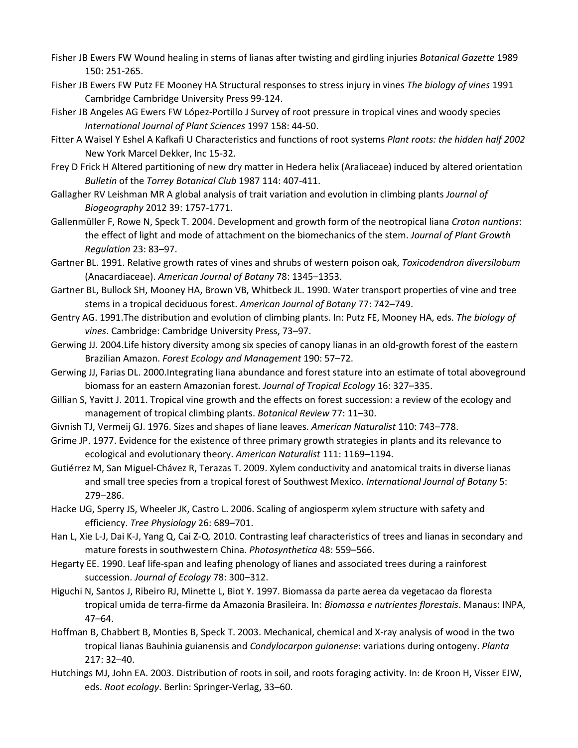Fisher JB Ewers FW Wound healing in stems of lianas after twisting and girdling injuries *Botanical Gazette* 1989 150: 251-265.

Fisher JB Ewers FW Putz FE Mooney HA Structural responses to stress injury in vines *The biology of vines* 1991 Cambridge Cambridge University Press 99-124.

Fisher JB Angeles AG Ewers FW López-Portillo J Survey of root pressure in tropical vines and woody species *International Journal of Plant Sciences* 1997 158: 44-50.

Fitter A Waisel Y Eshel A Kafkafi U Characteristics and functions of root systems *Plant roots: the hidden half 2002* New York Marcel Dekker, Inc 15-32.

Frey D Frick H Altered partitioning of new dry matter in Hedera helix (Araliaceae) induced by altered orientation *Bulletin* of the *Torrey Botanical Club* 1987 114: 407-411.

Gallagher RV Leishman MR A global analysis of trait variation and evolution in climbing plants *Journal of Biogeography* 2012 39: 1757-1771.

Gallenmüller F, Rowe N, Speck T. 2004. Development and growth form of the neotropical liana *Croton nuntians*: the effect of light and mode of attachment on the biomechanics of the stem. *Journal of Plant Growth Regulation* 23: 83–97.

Gartner BL. 1991. Relative growth rates of vines and shrubs of western poison oak, *Toxicodendron diversilobum* (Anacardiaceae). *American Journal of Botany* 78: 1345–1353.

Gartner BL, Bullock SH, Mooney HA, Brown VB, Whitbeck JL. 1990. Water transport properties of vine and tree stems in a tropical deciduous forest. *American Journal of Botany* 77: 742–749.

Gentry AG. 1991.The distribution and evolution of climbing plants. In: Putz FE, Mooney HA, eds. *The biology of vines*. Cambridge: Cambridge University Press, 73–97.

Gerwing JJ. 2004.Life history diversity among six species of canopy lianas in an old-growth forest of the eastern Brazilian Amazon. *Forest Ecology and Management* 190: 57–72.

Gerwing JJ, Farias DL. 2000.Integrating liana abundance and forest stature into an estimate of total aboveground biomass for an eastern Amazonian forest. *Journal of Tropical Ecology* 16: 327–335.

Gillian S, Yavitt J. 2011. Tropical vine growth and the effects on forest succession: a review of the ecology and management of tropical climbing plants. *Botanical Review* 77: 11–30.

Givnish TJ, Vermeij GJ. 1976. Sizes and shapes of liane leaves. *American Naturalist* 110: 743–778.

Grime JP. 1977. Evidence for the existence of three primary growth strategies in plants and its relevance to ecological and evolutionary theory. *American Naturalist* 111: 1169–1194.

Gutiérrez M, San Miguel-Chávez R, Terazas T. 2009. Xylem conductivity and anatomical traits in diverse lianas and small tree species from a tropical forest of Southwest Mexico. *International Journal of Botany* 5: 279–286.

Hacke UG, Sperry JS, Wheeler JK, Castro L. 2006. Scaling of angiosperm xylem structure with safety and efficiency. *Tree Physiology* 26: 689–701.

Han L, Xie L-J, Dai K-J, Yang Q, Cai Z-Q. 2010. Contrasting leaf characteristics of trees and lianas in secondary and mature forests in southwestern China. *Photosynthetica* 48: 559–566.

Hegarty EE. 1990. Leaf life-span and leafing phenology of lianes and associated trees during a rainforest succession. *Journal of Ecology* 78: 300–312.

Higuchi N, Santos J, Ribeiro RJ, Minette L, Biot Y. 1997. Biomassa da parte aerea da vegetacao da floresta tropical umida de terra-firme da Amazonia Brasileira. In: *Biomassa e nutrientes florestais*. Manaus: INPA, 47–64.

Hoffman B, Chabbert B, Monties B, Speck T. 2003. Mechanical, chemical and X-ray analysis of wood in the two tropical lianas Bauhinia guianensis and *Condylocarpon guianense*: variations during ontogeny. *Planta* 217: 32–40.

Hutchings MJ, John EA. 2003. Distribution of roots in soil, and roots foraging activity. In: de Kroon H, Visser EJW, eds. *Root ecology*. Berlin: Springer-Verlag, 33–60.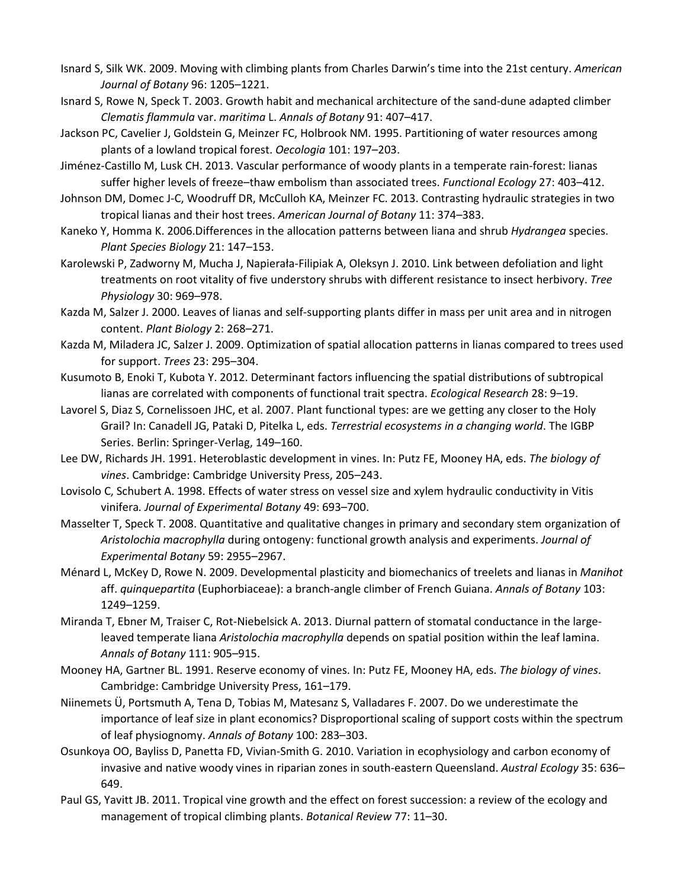Isnard S, Silk WK. 2009. Moving with climbing plants from Charles Darwin's time into the 21st century. *American Journal of Botany* 96: 1205–1221.

Isnard S, Rowe N, Speck T. 2003. Growth habit and mechanical architecture of the sand-dune adapted climber *Clematis flammula* var. *maritima* L. *Annals of Botany* 91: 407–417.

Jackson PC, Cavelier J, Goldstein G, Meinzer FC, Holbrook NM. 1995. Partitioning of water resources among plants of a lowland tropical forest. *Oecologia* 101: 197–203.

Jiménez-Castillo M, Lusk CH. 2013. Vascular performance of woody plants in a temperate rain-forest: lianas suffer higher levels of freeze–thaw embolism than associated trees. *Functional Ecology* 27: 403–412.

Johnson DM, Domec J-C, Woodruff DR, McCulloh KA, Meinzer FC. 2013. Contrasting hydraulic strategies in two tropical lianas and their host trees. *American Journal of Botany* 11: 374–383.

Kaneko Y, Homma K. 2006.Differences in the allocation patterns between liana and shrub *Hydrangea* species. *Plant Species Biology* 21: 147–153.

Karolewski P, Zadworny M, Mucha J, Napierała-Filipiak A, Oleksyn J. 2010. Link between defoliation and light treatments on root vitality of five understory shrubs with different resistance to insect herbivory. *Tree Physiology* 30: 969–978.

Kazda M, Salzer J. 2000. Leaves of lianas and self-supporting plants differ in mass per unit area and in nitrogen content. *Plant Biology* 2: 268–271.

Kazda M, Miladera JC, Salzer J. 2009. Optimization of spatial allocation patterns in lianas compared to trees used for support. *Trees* 23: 295–304.

Kusumoto B, Enoki T, Kubota Y. 2012. Determinant factors influencing the spatial distributions of subtropical lianas are correlated with components of functional trait spectra. *Ecological Research* 28: 9–19.

Lavorel S, Diaz S, Cornelissoen JHC, et al. 2007. Plant functional types: are we getting any closer to the Holy Grail? In: Canadell JG, Pataki D, Pitelka L, eds. *Terrestrial ecosystems in a changing world*. The IGBP Series. Berlin: Springer-Verlag, 149–160.

Lee DW, Richards JH. 1991. Heteroblastic development in vines. In: Putz FE, Mooney HA, eds. *The biology of vines*. Cambridge: Cambridge University Press, 205–243.

Lovisolo C, Schubert A. 1998. Effects of water stress on vessel size and xylem hydraulic conductivity in Vitis vinifera. *Journal of Experimental Botany* 49: 693–700.

Masselter T, Speck T. 2008. Quantitative and qualitative changes in primary and secondary stem organization of *Aristolochia macrophylla* during ontogeny: functional growth analysis and experiments. *Journal of Experimental Botany* 59: 2955–2967.

Ménard L, McKey D, Rowe N. 2009. Developmental plasticity and biomechanics of treelets and lianas in *Manihot* aff. *quinquepartita* (Euphorbiaceae): a branch-angle climber of French Guiana. *Annals of Botany* 103: 1249–1259.

Miranda T, Ebner M, Traiser C, Rot-Niebelsick A. 2013. Diurnal pattern of stomatal conductance in the large-leaved temperate liana *Aristolochia macrophylla* depends on spatial position within the leaf lamina. *Annals of Botany* 111: 905–915.

Mooney HA, Gartner BL. 1991. Reserve economy of vines. In: Putz FE, Mooney HA, eds. *The biology of vines*. Cambridge: Cambridge University Press, 161–179.

Niinemets Ü, Portsmuth A, Tena D, Tobias M, Matesanz S, Valladares F. 2007. Do we underestimate the importance of leaf size in plant economics? Disproportional scaling of support costs within the spectrum of leaf physiognomy. *Annals of Botany* 100: 283–303.

Osunkoya OO, Bayliss D, Panetta FD, Vivian-Smith G. 2010. Variation in ecophysiology and carbon economy of invasive and native woody vines in riparian zones in south-eastern Queensland. *Austral Ecology* 35: 636–649.

Paul GS, Yavitt JB. 2011. Tropical vine growth and the effect on forest succession: a review of the ecology and management of tropical climbing plants. *Botanical Review* 77: 11–30.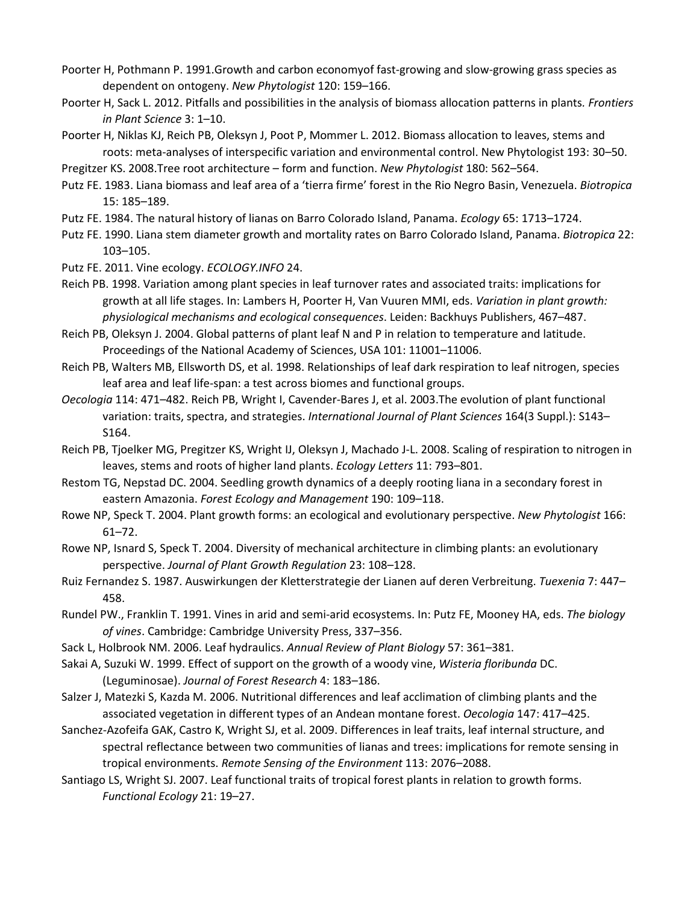Poorter H, Pothmann P. 1991.Growth and carbon economyof fast-growing and slow-growing grass species as dependent on ontogeny. *New Phytologist* 120: 159–166.

Poorter H, Sack L. 2012. Pitfalls and possibilities in the analysis of biomass allocation patterns in plants. *Frontiers in Plant Science* 3: 1–10.

Poorter H, Niklas KJ, Reich PB, Oleksyn J, Poot P, Mommer L. 2012. Biomass allocation to leaves, stems and roots: meta-analyses of interspecific variation and environmental control. New Phytologist 193: 30–50.

Pregitzer KS. 2008.Tree root architecture – form and function. *New Phytologist* 180: 562–564.

Putz FE. 1983. Liana biomass and leaf area of a 'tierra firme' forest in the Rio Negro Basin, Venezuela. *Biotropica* 15: 185–189.

Putz FE. 1984. The natural history of lianas on Barro Colorado Island, Panama. *Ecology* 65: 1713–1724.

Putz FE. 1990. Liana stem diameter growth and mortality rates on Barro Colorado Island, Panama. *Biotropica* 22: 103–105.

Putz FE. 2011. Vine ecology. *ECOLOGY.INFO* 24.

Reich PB. 1998. Variation among plant species in leaf turnover rates and associated traits: implications for growth at all life stages. In: Lambers H, Poorter H, Van Vuuren MMI, eds. *Variation in plant growth: physiological mechanisms and ecological consequences*. Leiden: Backhuys Publishers, 467–487.

Reich PB, Oleksyn J. 2004. Global patterns of plant leaf N and P in relation to temperature and latitude. Proceedings of the National Academy of Sciences, USA 101: 11001–11006.

Reich PB, Walters MB, Ellsworth DS, et al. 1998. Relationships of leaf dark respiration to leaf nitrogen, species leaf area and leaf life-span: a test across biomes and functional groups.

*Oecologia* 114: 471–482. Reich PB, Wright I, Cavender-Bares J, et al. 2003.The evolution of plant functional variation: traits, spectra, and strategies. *International Journal of Plant Sciences* 164(3 Suppl.): S143–S164.

Reich PB, Tjoelker MG, Pregitzer KS, Wright IJ, Oleksyn J, Machado J-L. 2008. Scaling of respiration to nitrogen in leaves, stems and roots of higher land plants. *Ecology Letters* 11: 793–801.

Restom TG, Nepstad DC. 2004. Seedling growth dynamics of a deeply rooting liana in a secondary forest in eastern Amazonia. *Forest Ecology and Management* 190: 109–118.

Rowe NP, Speck T. 2004. Plant growth forms: an ecological and evolutionary perspective. *New Phytologist* 166: 61–72.

Rowe NP, Isnard S, Speck T. 2004. Diversity of mechanical architecture in climbing plants: an evolutionary perspective. *Journal of Plant Growth Regulation* 23: 108–128.

Ruiz Fernandez S. 1987. Auswirkungen der Kletterstrategie der Lianen auf deren Verbreitung. *Tuexenia* 7: 447–458.

Rundel PW., Franklin T. 1991. Vines in arid and semi-arid ecosystems. In: Putz FE, Mooney HA, eds. *The biology of vines*. Cambridge: Cambridge University Press, 337–356.

Sack L, Holbrook NM. 2006. Leaf hydraulics. *Annual Review of Plant Biology* 57: 361–381.

Sakai A, Suzuki W. 1999. Effect of support on the growth of a woody vine, *Wisteria floribunda* DC. (Leguminosae). *Journal of Forest Research* 4: 183–186.

Salzer J, Matezki S, Kazda M. 2006. Nutritional differences and leaf acclimation of climbing plants and the associated vegetation in different types of an Andean montane forest. *Oecologia* 147: 417–425.

Sanchez-Azofeifa GAK, Castro K, Wright SJ, et al. 2009. Differences in leaf traits, leaf internal structure, and spectral reflectance between two communities of lianas and trees: implications for remote sensing in tropical environments. *Remote Sensing of the Environment* 113: 2076–2088.

Santiago LS, Wright SJ. 2007. Leaf functional traits of tropical forest plants in relation to growth forms. *Functional Ecology* 21: 19–27.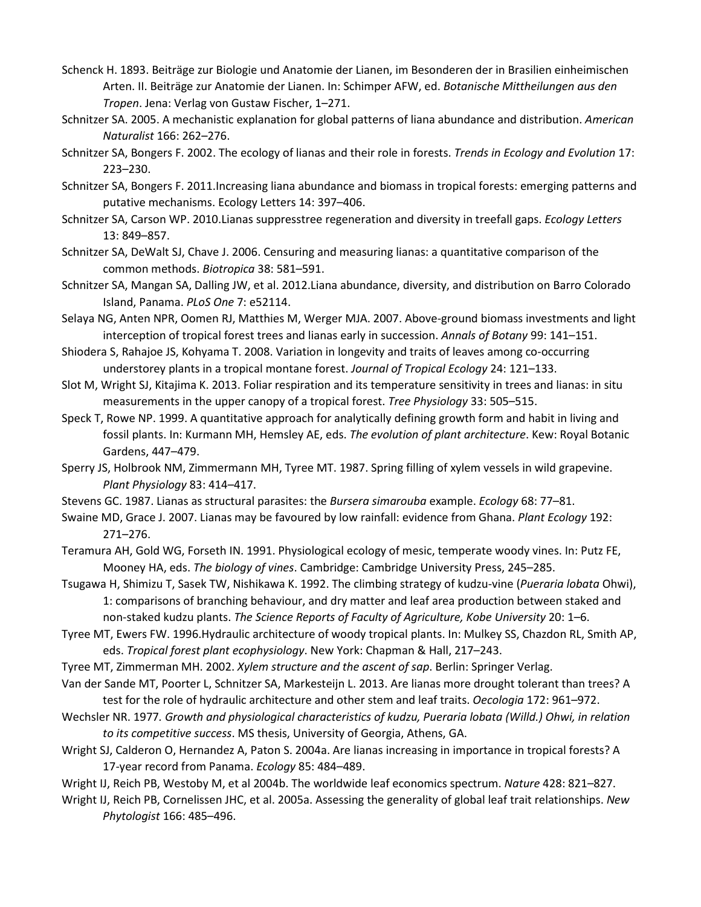Schenck H. 1893. Beiträge zur Biologie und Anatomie der Lianen, im Besonderen der in Brasilien einheimischen Arten. II. Beiträge zur Anatomie der Lianen. In: Schimper AFW, ed. *Botanische Mittheilungen aus den Tropen*. Jena: Verlag von Gustaw Fischer, 1–271.

Schnitzer SA. 2005. A mechanistic explanation for global patterns of liana abundance and distribution. *American Naturalist* 166: 262–276.

Schnitzer SA, Bongers F. 2002. The ecology of lianas and their role in forests. *Trends in Ecology and Evolution* 17: 223–230.

Schnitzer SA, Bongers F. 2011.Increasing liana abundance and biomass in tropical forests: emerging patterns and putative mechanisms. Ecology Letters 14: 397–406.

Schnitzer SA, Carson WP. 2010.Lianas suppresstree regeneration and diversity in treefall gaps. *Ecology Letters* 13: 849–857.

Schnitzer SA, DeWalt SJ, Chave J. 2006. Censuring and measuring lianas: a quantitative comparison of the common methods. *Biotropica* 38: 581–591.

Schnitzer SA, Mangan SA, Dalling JW, et al. 2012.Liana abundance, diversity, and distribution on Barro Colorado Island, Panama. *PLoS One* 7: e52114.

Selaya NG, Anten NPR, Oomen RJ, Matthies M, Werger MJA. 2007. Above-ground biomass investments and light interception of tropical forest trees and lianas early in succession. *Annals of Botany* 99: 141–151.

Shiodera S, Rahajoe JS, Kohyama T. 2008. Variation in longevity and traits of leaves among co-occurring understorey plants in a tropical montane forest. *Journal of Tropical Ecology* 24: 121–133.

Slot M, Wright SJ, Kitajima K. 2013. Foliar respiration and its temperature sensitivity in trees and lianas: in situ measurements in the upper canopy of a tropical forest. *Tree Physiology* 33: 505–515.

Speck T, Rowe NP. 1999. A quantitative approach for analytically defining growth form and habit in living and fossil plants. In: Kurmann MH, Hemsley AE, eds. *The evolution of plant architecture*. Kew: Royal Botanic Gardens, 447–479.

Sperry JS, Holbrook NM, Zimmermann MH, Tyree MT. 1987. Spring filling of xylem vessels in wild grapevine. *Plant Physiology* 83: 414–417.

Stevens GC. 1987. Lianas as structural parasites: the *Bursera simarouba* example. *Ecology* 68: 77–81.

Swaine MD, Grace J. 2007. Lianas may be favoured by low rainfall: evidence from Ghana. *Plant Ecology* 192: 271–276.

Teramura AH, Gold WG, Forseth IN. 1991. Physiological ecology of mesic, temperate woody vines. In: Putz FE, Mooney HA, eds. *The biology of vines*. Cambridge: Cambridge University Press, 245–285.

Tsugawa H, Shimizu T, Sasek TW, Nishikawa K. 1992. The climbing strategy of kudzu-vine (*Pueraria lobata* Ohwi), 1: comparisons of branching behaviour, and dry matter and leaf area production between staked and non-staked kudzu plants. *The Science Reports of Faculty of Agriculture, Kobe University* 20: 1–6.

Tyree MT, Ewers FW. 1996.Hydraulic architecture of woody tropical plants. In: Mulkey SS, Chazdon RL, Smith AP, eds. *Tropical forest plant ecophysiology*. New York: Chapman & Hall, 217–243.

Tyree MT, Zimmerman MH. 2002. *Xylem structure and the ascent of sap*. Berlin: Springer Verlag.

Van der Sande MT, Poorter L, Schnitzer SA, Markesteijn L. 2013. Are lianas more drought tolerant than trees? A test for the role of hydraulic architecture and other stem and leaf traits. *Oecologia* 172: 961–972.

Wechsler NR. 1977. *Growth and physiological characteristics of kudzu, Pueraria lobata (Willd.) Ohwi, in relation to its competitive success*. MS thesis, University of Georgia, Athens, GA.

Wright SJ, Calderon O, Hernandez A, Paton S. 2004a. Are lianas increasing in importance in tropical forests? A 17-year record from Panama. *Ecology* 85: 484–489.

Wright IJ, Reich PB, Westoby M, et al 2004b. The worldwide leaf economics spectrum. *Nature* 428: 821–827.

Wright IJ, Reich PB, Cornelissen JHC, et al. 2005a. Assessing the generality of global leaf trait relationships. *New Phytologist* 166: 485–496.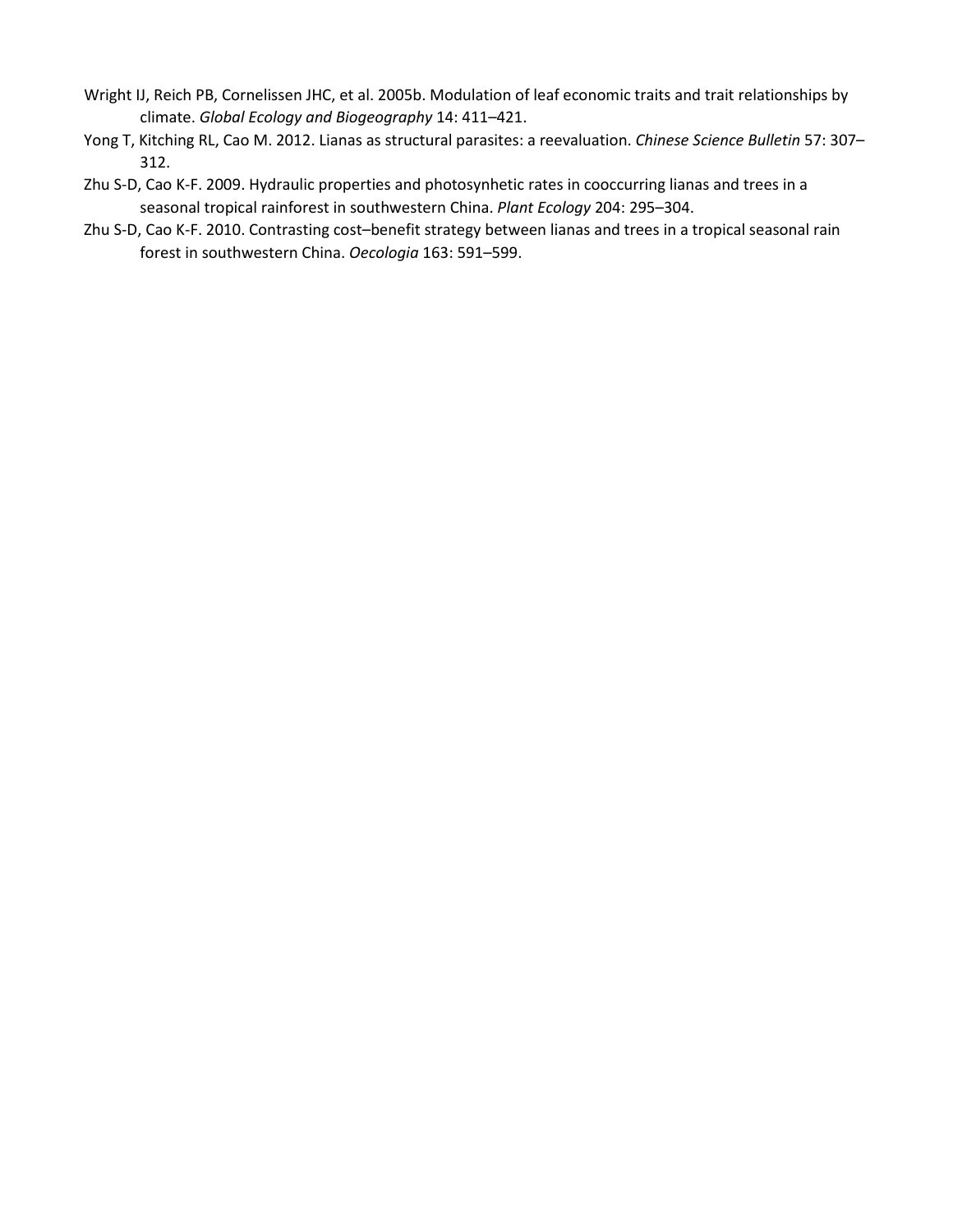Wright IJ, Reich PB, Cornelissen JHC, et al. 2005b. Modulation of leaf economic traits and trait relationships by climate. *Global Ecology and Biogeography* 14: 411–421.

Yong T, Kitching RL, Cao M. 2012. Lianas as structural parasites: a reevaluation. *Chinese Science Bulletin* 57: 307–312.

Zhu S-D, Cao K-F. 2009. Hydraulic properties and photosynhetic rates in cooccurring lianas and trees in a seasonal tropical rainforest in southwestern China. *Plant Ecology* 204: 295–304.

Zhu S-D, Cao K-F. 2010. Contrasting cost–benefit strategy between lianas and trees in a tropical seasonal rain forest in southwestern China. *Oecologia* 163: 591–599.